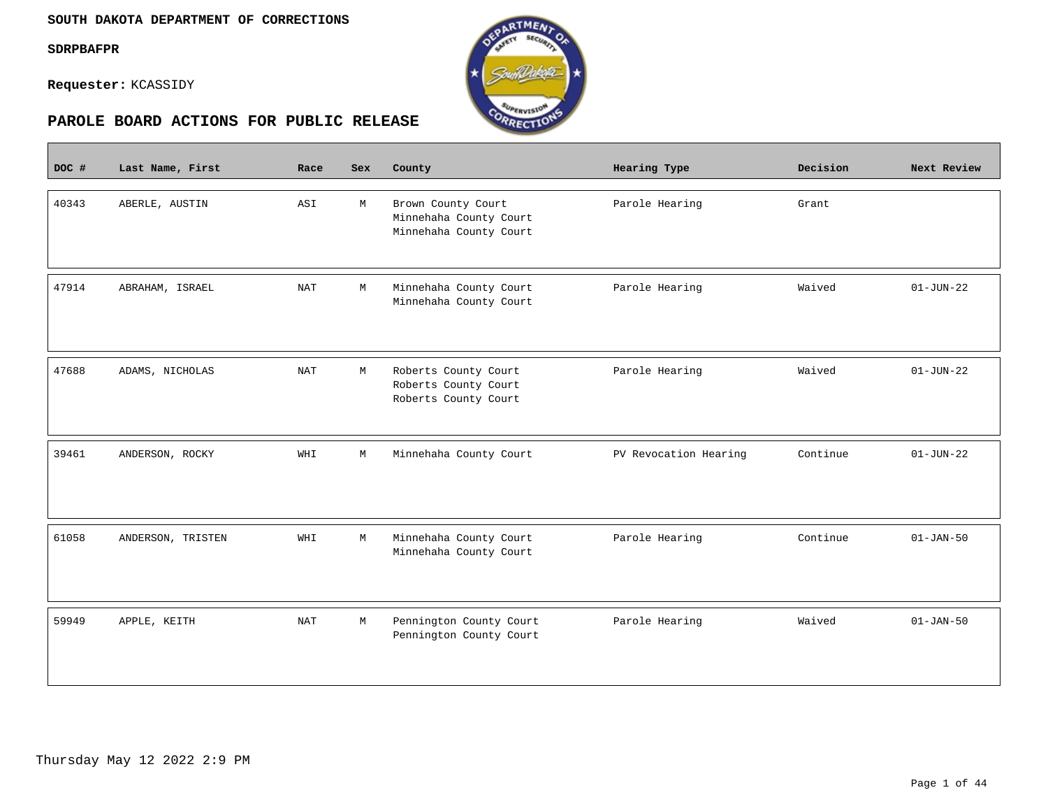**SOUTH DAKOTA DEPARTMENT OF CORRECTIONS**

**SDRPBAFPR**

**Requester:** KCASSIDY

## PAROLE BOARD ACTIONS FOR PUBLIC RELEASE

| DOC # | Last Name, First | Race | Sex | County | Hearing Type | Decision | Next Review |
|---|---|---|---|---|---|---|---|
| 40343 | ABERLE, AUSTIN | ASI | M | Brown County Court<br>Minnehaha County Court<br>Minnehaha County Court | Parole Hearing | Grant | |
| 47914 | ABRAHAM, ISRAEL | NAT | M | Minnehaha County Court<br>Minnehaha County Court | Parole Hearing | Waived | 01-JUN-22 |
| 47688 | ADAMS, NICHOLAS | NAT | M | Roberts County Court<br>Roberts County Court<br>Roberts County Court | Parole Hearing | Waived | 01-JUN-22 |
| 39461 | ANDERSON, ROCKY | WHI | M | Minnehaha County Court | PV Revocation Hearing | Continue | 01-JUN-22 |
| 61058 | ANDERSON, TRISTEN | WHI | M | Minnehaha County Court<br>Minnehaha County Court | Parole Hearing | Continue | 01-JAN-50 |
| 59949 | APPLE, KEITH | NAT | M | Pennington County Court<br>Pennington County Court | Parole Hearing | Waived | 01-JAN-50 |

Thursday May 12 2022 2:9 PM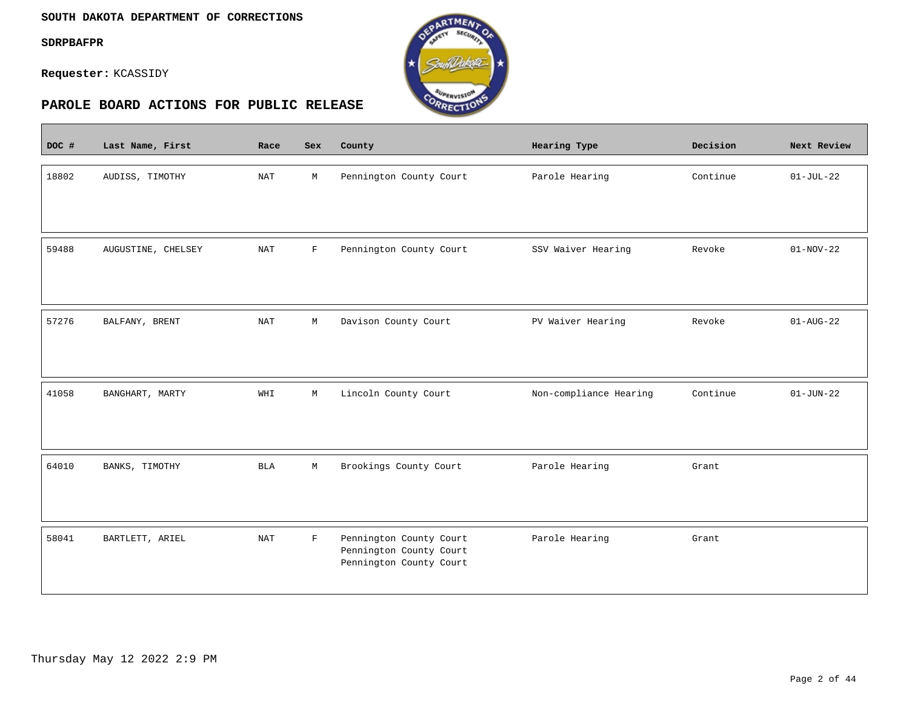**SOUTH DAKOTA DEPARTMENT OF CORRECTIONS**

**SDRPBAFPR**

**Requester:** KCASSIDY

## PAROLE BOARD ACTIONS FOR PUBLIC RELEASE

| DOC # | Last Name, First | Race | Sex | County | Hearing Type | Decision | Next Review |
|---|---|---|---|---|---|---|---|
| 18802 | AUDISS, TIMOTHY | NAT | M | Pennington County Court | Parole Hearing | Continue | 01-JUL-22 |
| 59488 | AUGUSTINE, CHELSEY | NAT | F | Pennington County Court | SSV Waiver Hearing | Revoke | 01-NOV-22 |
| 57276 | BALFANY, BRENT | NAT | M | Davison County Court | PV Waiver Hearing | Revoke | 01-AUG-22 |
| 41058 | BANGHART, MARTY | WHI | M | Lincoln County Court | Non-compliance Hearing | Continue | 01-JUN-22 |
| 64010 | BANKS, TIMOTHY | BLA | M | Brookings County Court | Parole Hearing | Grant | |
| 58041 | BARTLETT, ARIEL | NAT | F | Pennington County Court<br>Pennington County Court<br>Pennington County Court | Parole Hearing | Grant | |

Thursday May 12 2022 2:9 PM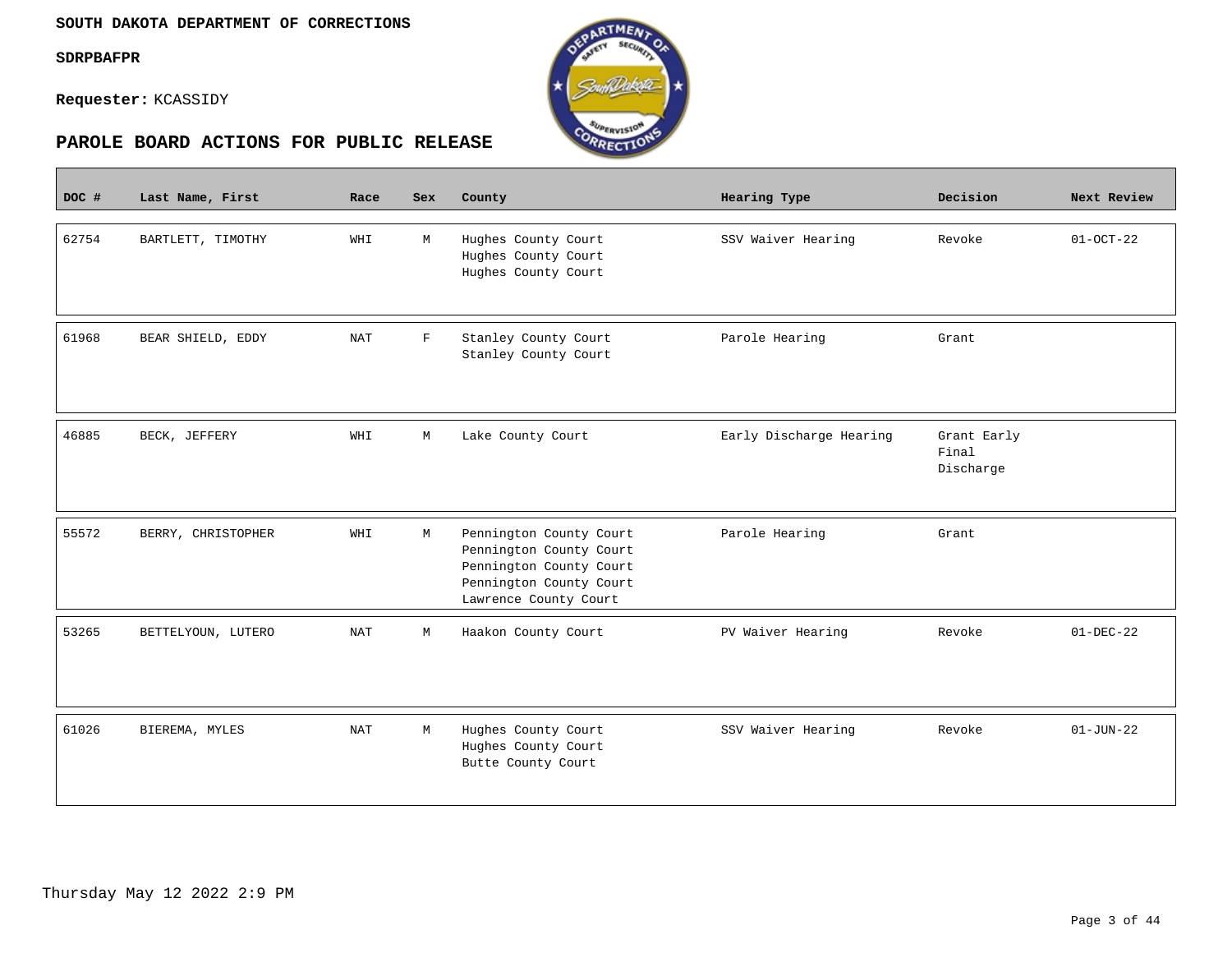**SOUTH DAKOTA DEPARTMENT OF CORRECTIONS**

**SDRPBAFPR**

**Requester:** KCASSIDY

## PAROLE BOARD ACTIONS FOR PUBLIC RELEASE

| DOC # | Last Name, First | Race | Sex | County | Hearing Type | Decision | Next Review |
|---|---|---|---|---|---|---|---|
| 62754 | BARTLETT, TIMOTHY | WHI | M | Hughes County Court<br>Hughes County Court<br>Hughes County Court | SSV Waiver Hearing | Revoke | 01-OCT-22 |
| 61968 | BEAR SHIELD, EDDY | NAT | F | Stanley County Court<br>Stanley County Court | Parole Hearing | Grant | |
| 46885 | BECK, JEFFERY | WHI | M | Lake County Court | Early Discharge Hearing | Grant Early Final Discharge | |
| 55572 | BERRY, CHRISTOPHER | WHI | M | Pennington County Court<br>Pennington County Court<br>Pennington County Court<br>Pennington County Court<br>Lawrence County Court | Parole Hearing | Grant | |
| 53265 | BETTELYOUN, LUTERO | NAT | M | Haakon County Court | PV Waiver Hearing | Revoke | 01-DEC-22 |
| 61026 | BIEREMA, MYLES | NAT | M | Hughes County Court<br>Hughes County Court<br>Butte County Court | SSV Waiver Hearing | Revoke | 01-JUN-22 |

Thursday May 12 2022 2:9 PM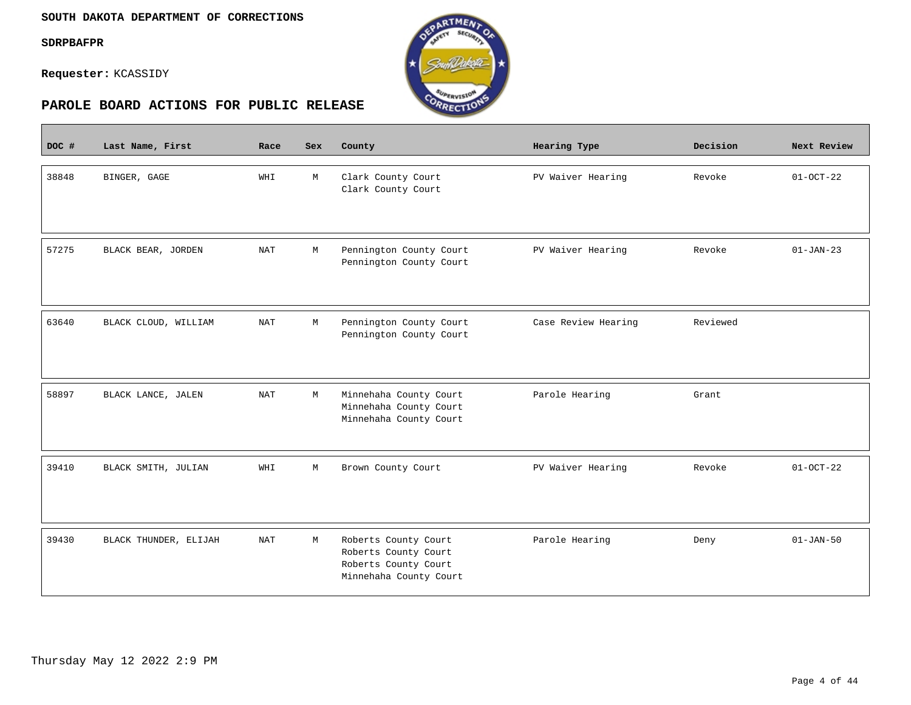**SOUTH DAKOTA DEPARTMENT OF CORRECTIONS**

**SDRPBAFPR**

**Requester:** KCASSIDY

## PAROLE BOARD ACTIONS FOR PUBLIC RELEASE

| DOC # | Last Name, First | Race | Sex | County | Hearing Type | Decision | Next Review |
|---|---|---|---|---|---|---|---|
| 38848 | BINGER, GAGE | WHI | M | Clark County Court<br>Clark County Court | PV Waiver Hearing | Revoke | 01-OCT-22 |
| 57275 | BLACK BEAR, JORDEN | NAT | M | Pennington County Court<br>Pennington County Court | PV Waiver Hearing | Revoke | 01-JAN-23 |
| 63640 | BLACK CLOUD, WILLIAM | NAT | M | Pennington County Court<br>Pennington County Court | Case Review Hearing | Reviewed | |
| 58897 | BLACK LANCE, JALEN | NAT | M | Minnehaha County Court<br>Minnehaha County Court<br>Minnehaha County Court | Parole Hearing | Grant | |
| 39410 | BLACK SMITH, JULIAN | WHI | M | Brown County Court | PV Waiver Hearing | Revoke | 01-OCT-22 |
| 39430 | BLACK THUNDER, ELIJAH | NAT | M | Roberts County Court<br>Roberts County Court<br>Roberts County Court<br>Minnehaha County Court | Parole Hearing | Deny | 01-JAN-50 |

Thursday May 12 2022 2:9 PM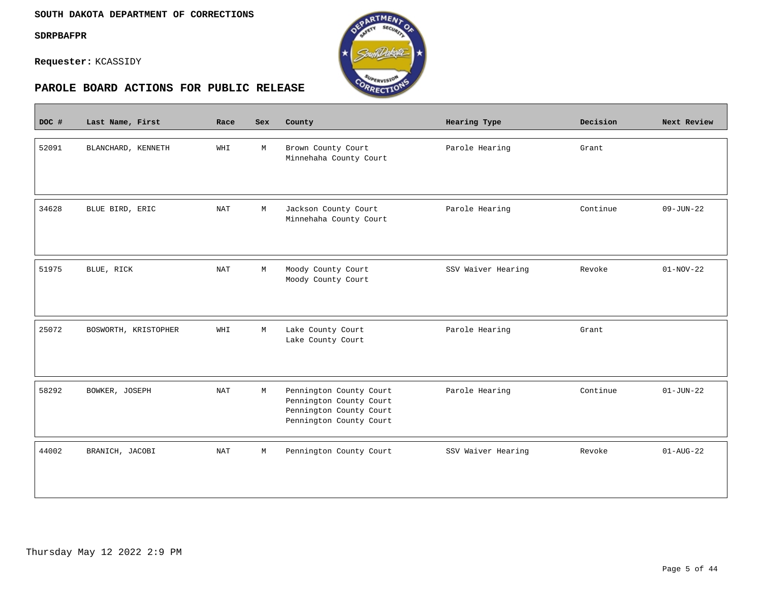**SOUTH DAKOTA DEPARTMENT OF CORRECTIONS**

**SDRPBAFPR**

**Requester:** KCASSIDY

## PAROLE BOARD ACTIONS FOR PUBLIC RELEASE

| DOC # | Last Name, First | Race | Sex | County | Hearing Type | Decision | Next Review |
|---|---|---|---|---|---|---|---|
| 52091 | BLANCHARD, KENNETH | WHI | M | Brown County Court<br>Minnehaha County Court | Parole Hearing | Grant | |
| 34628 | BLUE BIRD, ERIC | NAT | M | Jackson County Court<br>Minnehaha County Court | Parole Hearing | Continue | 09-JUN-22 |
| 51975 | BLUE, RICK | NAT | M | Moody County Court<br>Moody County Court | SSV Waiver Hearing | Revoke | 01-NOV-22 |
| 25072 | BOSWORTH, KRISTOPHER | WHI | M | Lake County Court<br>Lake County Court | Parole Hearing | Grant | |
| 58292 | BOWKER, JOSEPH | NAT | M | Pennington County Court<br>Pennington County Court<br>Pennington County Court<br>Pennington County Court | Parole Hearing | Continue | 01-JUN-22 |
| 44002 | BRANICH, JACOBI | NAT | M | Pennington County Court | SSV Waiver Hearing | Revoke | 01-AUG-22 |

Thursday May 12 2022 2:9 PM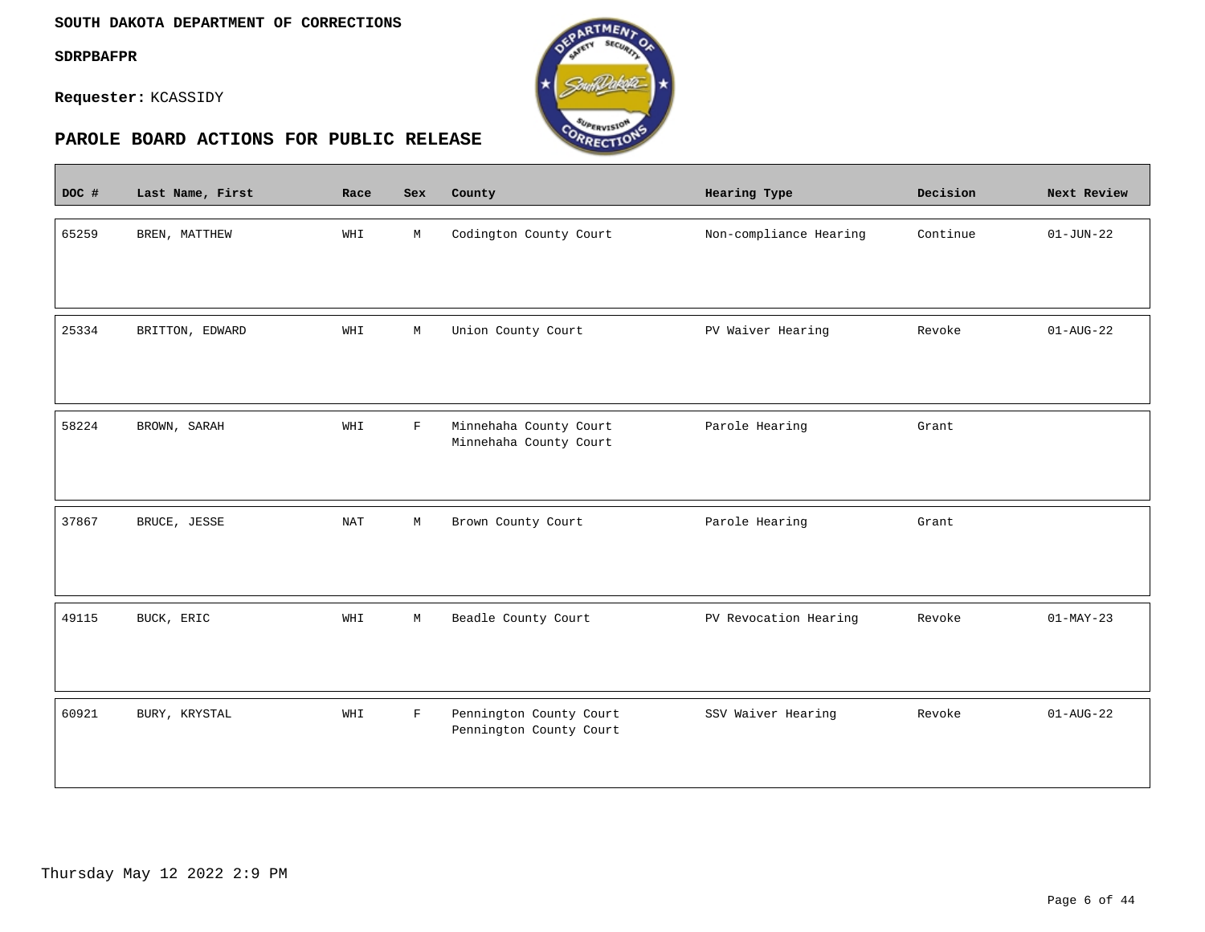**SOUTH DAKOTA DEPARTMENT OF CORRECTIONS**

**SDRPBAFPR**

**Requester:** KCASSIDY

## PAROLE BOARD ACTIONS FOR PUBLIC RELEASE

| DOC # | Last Name, First | Race | Sex | County | Hearing Type | Decision | Next Review |
|---|---|---|---|---|---|---|---|
| 65259 | BREN, MATTHEW | WHI | M | Codington County Court | Non-compliance Hearing | Continue | 01-JUN-22 |
| 25334 | BRITTON, EDWARD | WHI | M | Union County Court | PV Waiver Hearing | Revoke | 01-AUG-22 |
| 58224 | BROWN, SARAH | WHI | F | Minnehaha County Court<br>Minnehaha County Court | Parole Hearing | Grant | |
| 37867 | BRUCE, JESSE | NAT | M | Brown County Court | Parole Hearing | Grant | |
| 49115 | BUCK, ERIC | WHI | M | Beadle County Court | PV Revocation Hearing | Revoke | 01-MAY-23 |
| 60921 | BURY, KRYSTAL | WHI | F | Pennington County Court<br>Pennington County Court | SSV Waiver Hearing | Revoke | 01-AUG-22 |

Thursday May 12 2022 2:9 PM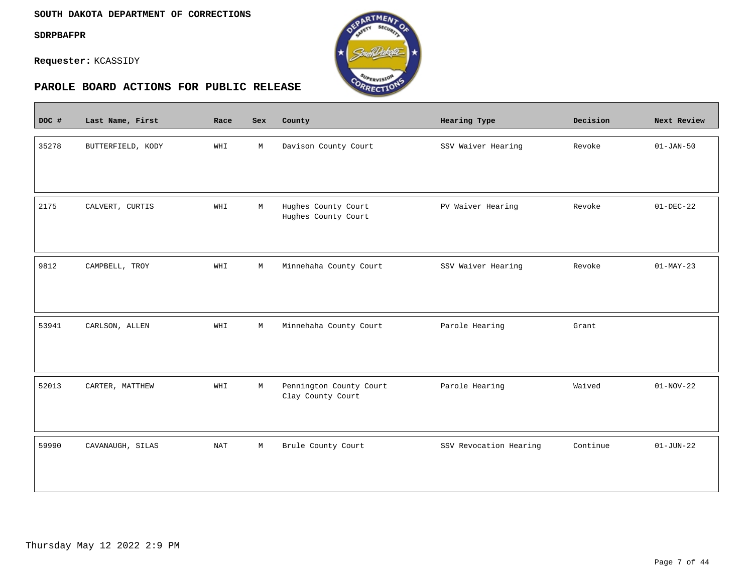**SOUTH DAKOTA DEPARTMENT OF CORRECTIONS**

**SDRPBAFPR**

**Requester:** KCASSIDY

## PAROLE BOARD ACTIONS FOR PUBLIC RELEASE

| DOC # | Last Name, First | Race | Sex | County | Hearing Type | Decision | Next Review |
|---|---|---|---|---|---|---|---|
| 35278 | BUTTERFIELD, KODY | WHI | M | Davison County Court | SSV Waiver Hearing | Revoke | 01-JAN-50 |
| 2175 | CALVERT, CURTIS | WHI | M | Hughes County Court<br>Hughes County Court | PV Waiver Hearing | Revoke | 01-DEC-22 |
| 9812 | CAMPBELL, TROY | WHI | M | Minnehaha County Court | SSV Waiver Hearing | Revoke | 01-MAY-23 |
| 53941 | CARLSON, ALLEN | WHI | M | Minnehaha County Court | Parole Hearing | Grant | |
| 52013 | CARTER, MATTHEW | WHI | M | Pennington County Court<br>Clay County Court | Parole Hearing | Waived | 01-NOV-22 |
| 59990 | CAVANAUGH, SILAS | NAT | M | Brule County Court | SSV Revocation Hearing | Continue | 01-JUN-22 |

Thursday May 12 2022 2:9 PM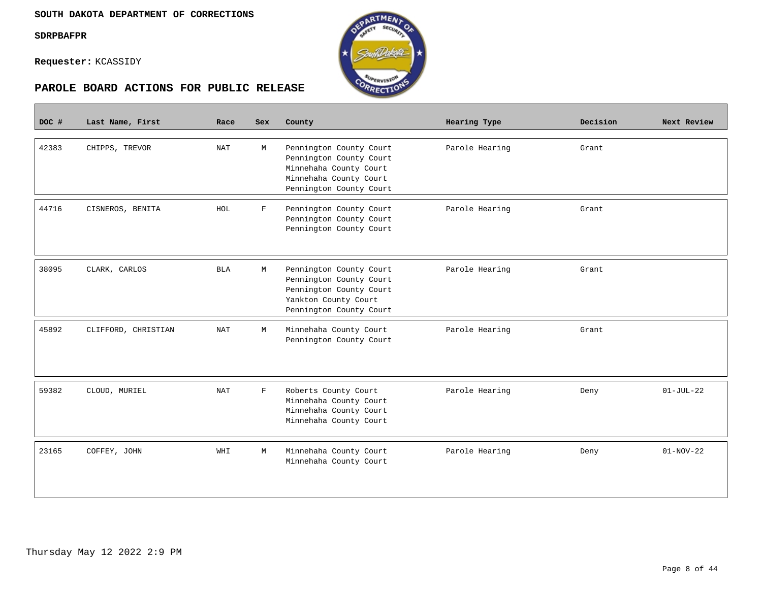**SOUTH DAKOTA DEPARTMENT OF CORRECTIONS**

**SDRPBAFPR**

**Requester:** KCASSIDY

## PAROLE BOARD ACTIONS FOR PUBLIC RELEASE

| DOC # | Last Name, First | Race | Sex | County | Hearing Type | Decision | Next Review |
|---|---|---|---|---|---|---|---|
| 42383 | CHIPPS, TREVOR | NAT | M | Pennington County Court<br>Pennington County Court<br>Minnehaha County Court<br>Minnehaha County Court<br>Pennington County Court | Parole Hearing | Grant | |
| 44716 | CISNEROS, BENITA | HOL | F | Pennington County Court<br>Pennington County Court<br>Pennington County Court | Parole Hearing | Grant | |
| 38095 | CLARK, CARLOS | BLA | M | Pennington County Court<br>Pennington County Court<br>Pennington County Court<br>Yankton County Court<br>Pennington County Court | Parole Hearing | Grant | |
| 45892 | CLIFFORD, CHRISTIAN | NAT | M | Minnehaha County Court<br>Pennington County Court | Parole Hearing | Grant | |
| 59382 | CLOUD, MURIEL | NAT | F | Roberts County Court<br>Minnehaha County Court<br>Minnehaha County Court<br>Minnehaha County Court | Parole Hearing | Deny | 01-JUL-22 |
| 23165 | COFFEY, JOHN | WHI | M | Minnehaha County Court<br>Minnehaha County Court | Parole Hearing | Deny | 01-NOV-22 |

Thursday May 12 2022 2:9 PM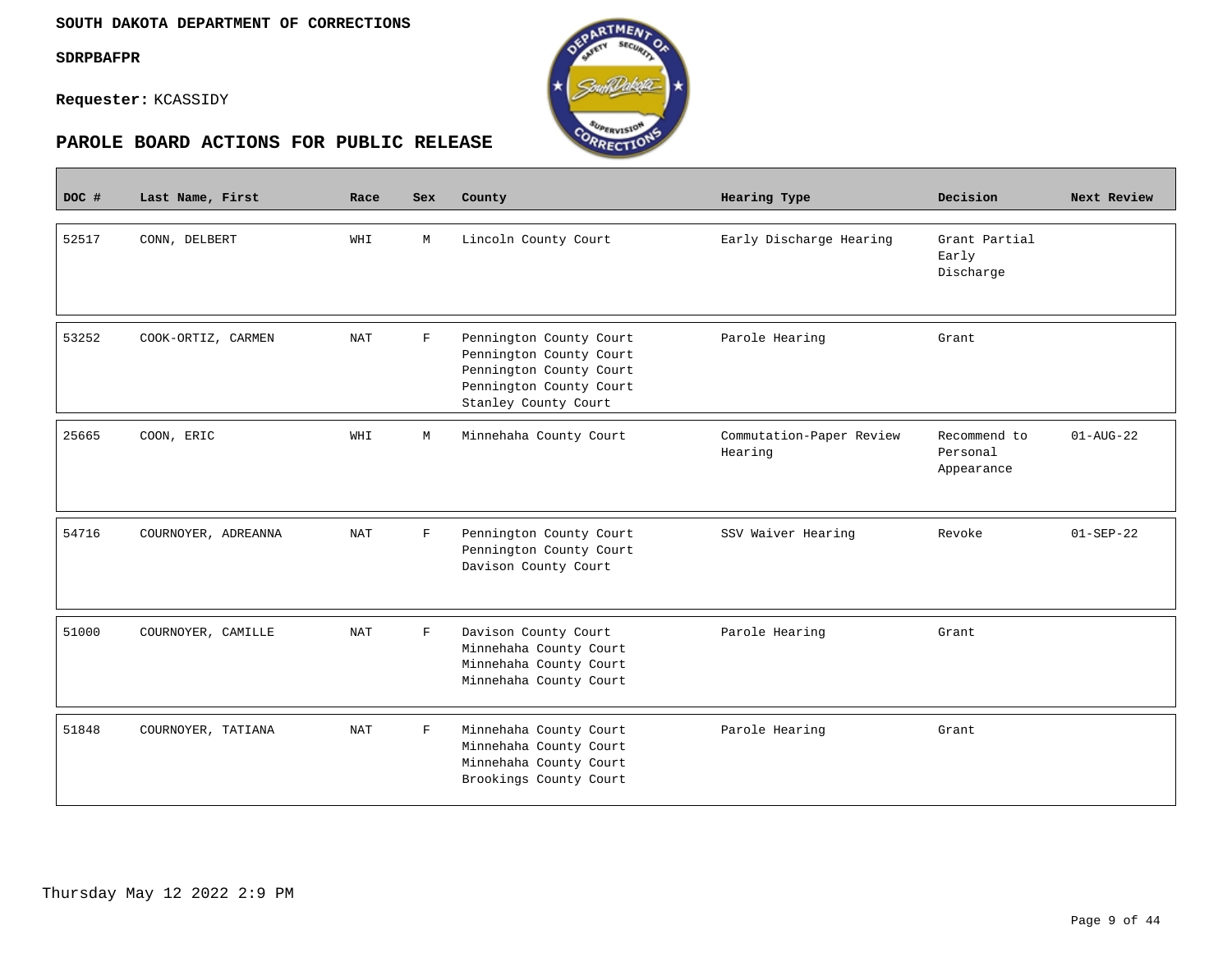**SOUTH DAKOTA DEPARTMENT OF CORRECTIONS**

**SDRPBAFPR**

**Requester:** KCASSIDY

## PAROLE BOARD ACTIONS FOR PUBLIC RELEASE

| DOC # | Last Name, First | Race | Sex | County | Hearing Type | Decision | Next Review |
|---|---|---|---|---|---|---|---|
| 52517 | CONN, DELBERT | WHI | M | Lincoln County Court | Early Discharge Hearing | Grant Partial Early Discharge | |
| 53252 | COOK-ORTIZ, CARMEN | NAT | F | Pennington County Court<br>Pennington County Court<br>Pennington County Court<br>Pennington County Court<br>Stanley County Court | Parole Hearing | Grant | |
| 25665 | COON, ERIC | WHI | M | Minnehaha County Court | Commutation-Paper Review Hearing | Recommend to Personal Appearance | 01-AUG-22 |
| 54716 | COURNOYER, ADREANNA | NAT | F | Pennington County Court<br>Pennington County Court<br>Davison County Court | SSV Waiver Hearing | Revoke | 01-SEP-22 |
| 51000 | COURNOYER, CAMILLE | NAT | F | Davison County Court<br>Minnehaha County Court<br>Minnehaha County Court<br>Minnehaha County Court | Parole Hearing | Grant | |
| 51848 | COURNOYER, TATIANA | NAT | F | Minnehaha County Court<br>Minnehaha County Court<br>Minnehaha County Court<br>Brookings County Court | Parole Hearing | Grant | |

Thursday May 12 2022 2:9 PM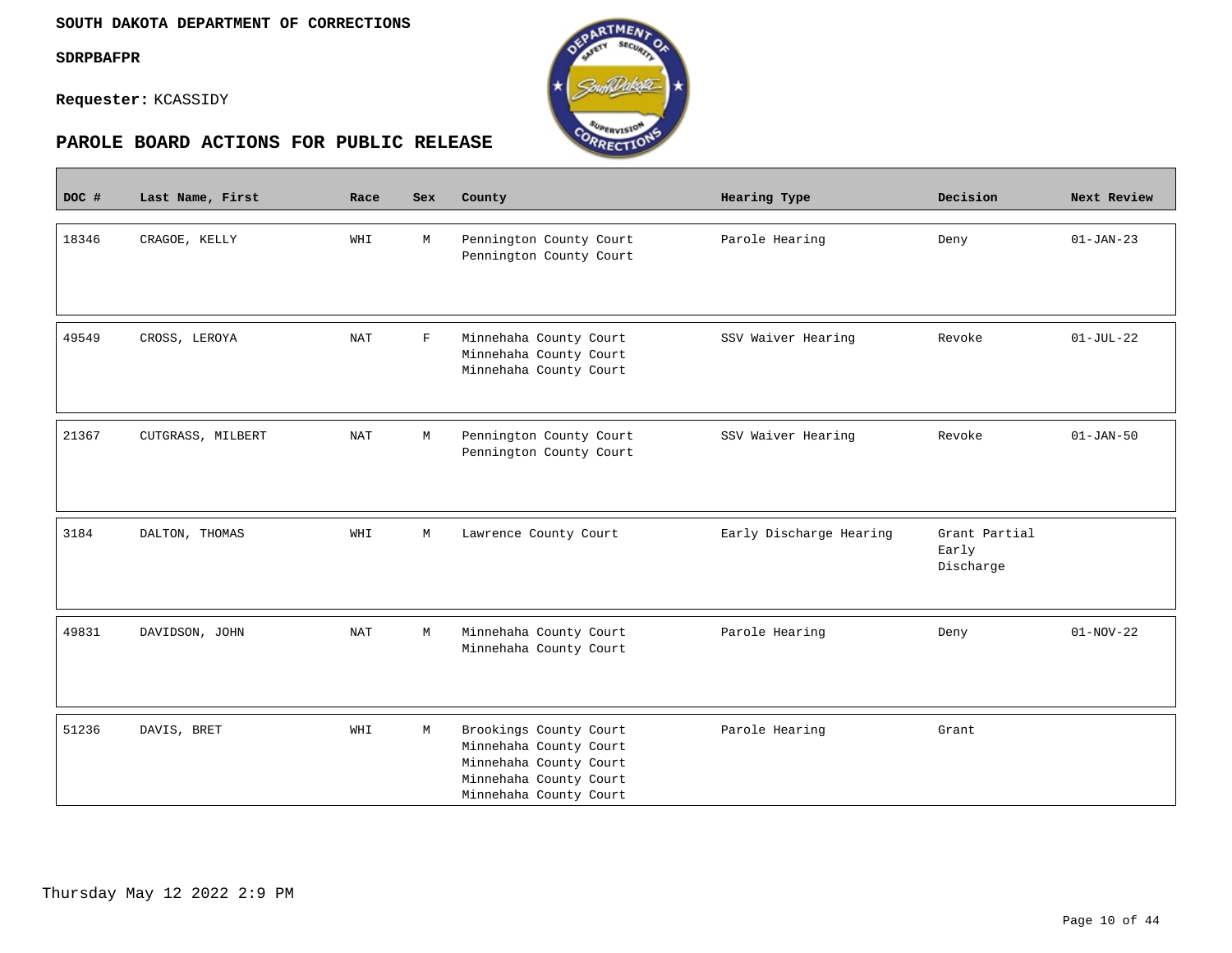**SOUTH DAKOTA DEPARTMENT OF CORRECTIONS**

**SDRPBAFPR**

**Requester:** KCASSIDY

## PAROLE BOARD ACTIONS FOR PUBLIC RELEASE

| DOC # | Last Name, First | Race | Sex | County | Hearing Type | Decision | Next Review |
|---|---|---|---|---|---|---|---|
| 18346 | CRAGOE, KELLY | WHI | M | Pennington County Court<br>Pennington County Court | Parole Hearing | Deny | 01-JAN-23 |
| 49549 | CROSS, LEROYA | NAT | F | Minnehaha County Court<br>Minnehaha County Court<br>Minnehaha County Court | SSV Waiver Hearing | Revoke | 01-JUL-22 |
| 21367 | CUTGRASS, MILBERT | NAT | M | Pennington County Court<br>Pennington County Court | SSV Waiver Hearing | Revoke | 01-JAN-50 |
| 3184 | DALTON, THOMAS | WHI | M | Lawrence County Court | Early Discharge Hearing | Grant Partial Early Discharge | |
| 49831 | DAVIDSON, JOHN | NAT | M | Minnehaha County Court<br>Minnehaha County Court | Parole Hearing | Deny | 01-NOV-22 |
| 51236 | DAVIS, BRET | WHI | M | Brookings County Court<br>Minnehaha County Court<br>Minnehaha County Court<br>Minnehaha County Court<br>Minnehaha County Court | Parole Hearing | Grant | |

Thursday May 12 2022 2:9 PM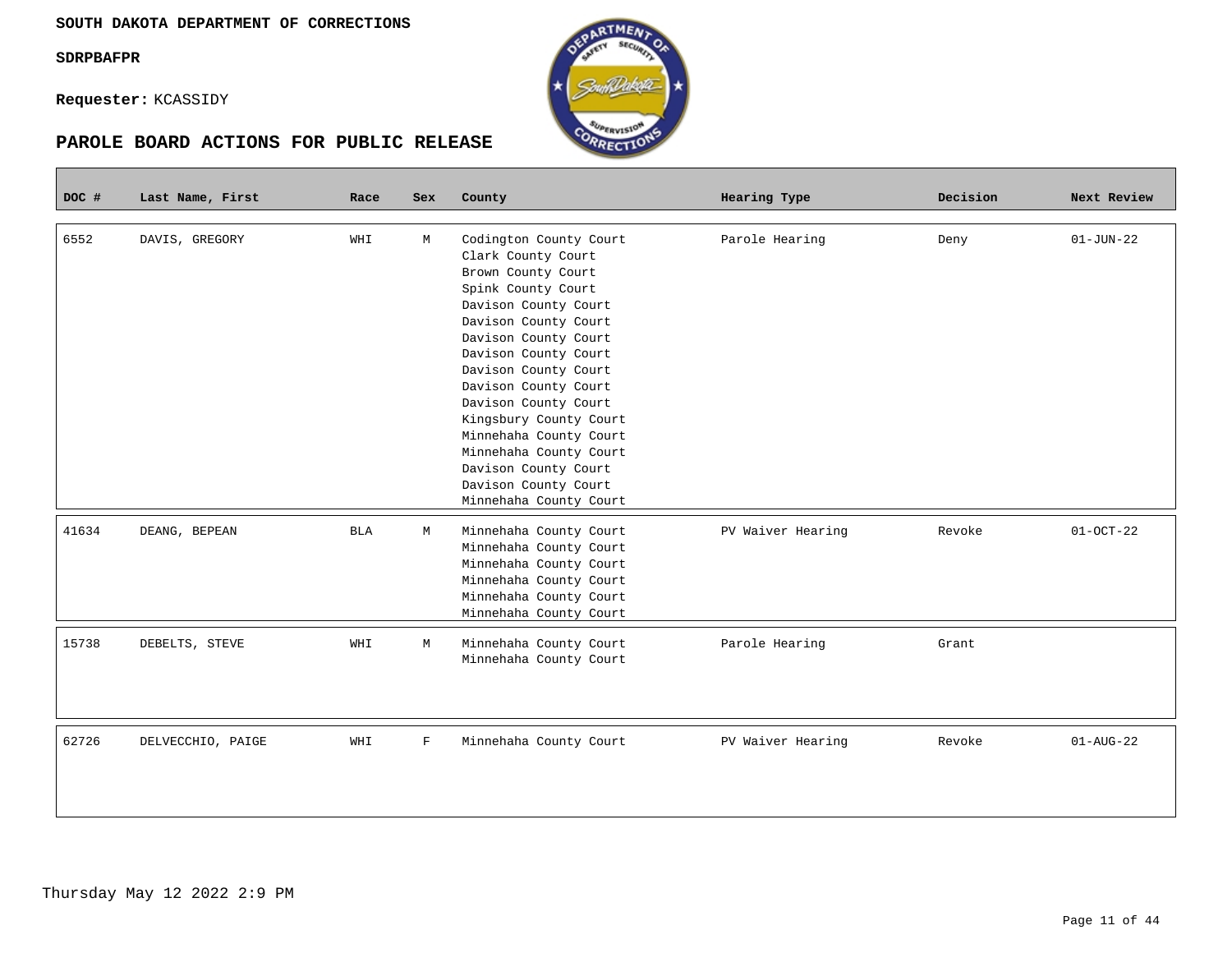**SOUTH DAKOTA DEPARTMENT OF CORRECTIONS**

**SDRPBAFPR**

**Requester:** KCASSIDY

## PAROLE BOARD ACTIONS FOR PUBLIC RELEASE

| DOC # | Last Name, First | Race | Sex | County | Hearing Type | Decision | Next Review |
|---|---|---|---|---|---|---|---|
| 6552 | DAVIS, GREGORY | WHI | M | Codington County Court<br>Clark County Court<br>Brown County Court<br>Spink County Court<br>Davison County Court<br>Davison County Court<br>Davison County Court<br>Davison County Court<br>Davison County Court<br>Davison County Court<br>Davison County Court<br>Kingsbury County Court<br>Minnehaha County Court<br>Minnehaha County Court<br>Davison County Court<br>Davison County Court<br>Minnehaha County Court | Parole Hearing | Deny | 01-JUN-22 |
| 41634 | DEANG, BEPEAN | BLA | M | Minnehaha County Court<br>Minnehaha County Court<br>Minnehaha County Court<br>Minnehaha County Court<br>Minnehaha County Court<br>Minnehaha County Court | PV Waiver Hearing | Revoke | 01-OCT-22 |
| 15738 | DEBELTS, STEVE | WHI | M | Minnehaha County Court<br>Minnehaha County Court | Parole Hearing | Grant | |
| 62726 | DELVECCHIO, PAIGE | WHI | F | Minnehaha County Court | PV Waiver Hearing | Revoke | 01-AUG-22 |

Thursday May 12 2022 2:9 PM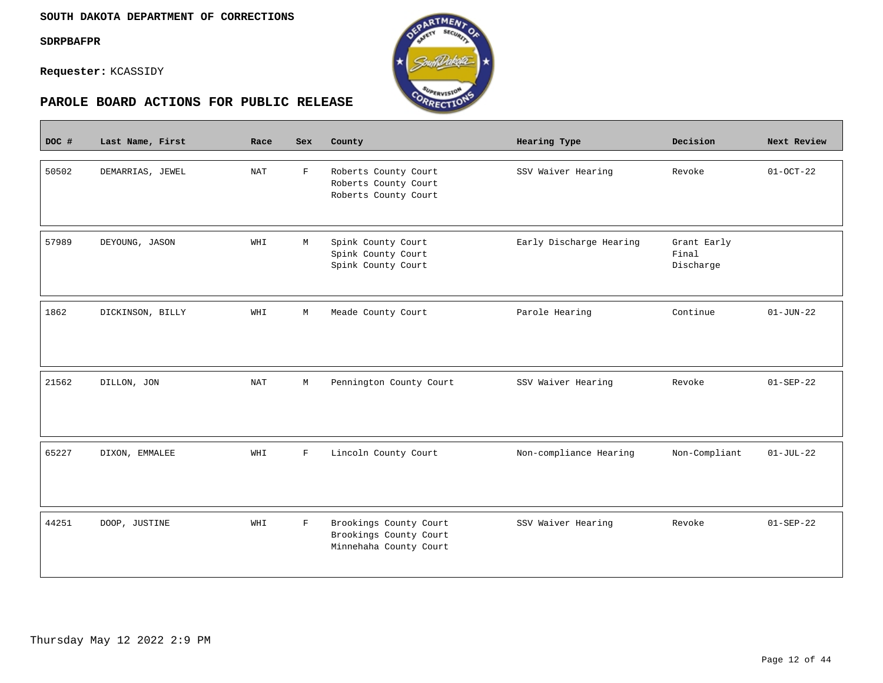**SOUTH DAKOTA DEPARTMENT OF CORRECTIONS**

**SDRPBAFPR**

**Requester:** KCASSIDY

## PAROLE BOARD ACTIONS FOR PUBLIC RELEASE

| DOC # | Last Name, First | Race | Sex | County | Hearing Type | Decision | Next Review |
|---|---|---|---|---|---|---|---|
| 50502 | DEMARRIAS, JEWEL | NAT | F | Roberts County Court<br>Roberts County Court<br>Roberts County Court | SSV Waiver Hearing | Revoke | 01-OCT-22 |
| 57989 | DEYOUNG, JASON | WHI | M | Spink County Court<br>Spink County Court<br>Spink County Court | Early Discharge Hearing | Grant Early Final Discharge | |
| 1862 | DICKINSON, BILLY | WHI | M | Meade County Court | Parole Hearing | Continue | 01-JUN-22 |
| 21562 | DILLON, JON | NAT | M | Pennington County Court | SSV Waiver Hearing | Revoke | 01-SEP-22 |
| 65227 | DIXON, EMMALEE | WHI | F | Lincoln County Court | Non-compliance Hearing | Non-Compliant | 01-JUL-22 |
| 44251 | DOOP, JUSTINE | WHI | F | Brookings County Court<br>Brookings County Court<br>Minnehaha County Court | SSV Waiver Hearing | Revoke | 01-SEP-22 |

Thursday May 12 2022 2:9 PM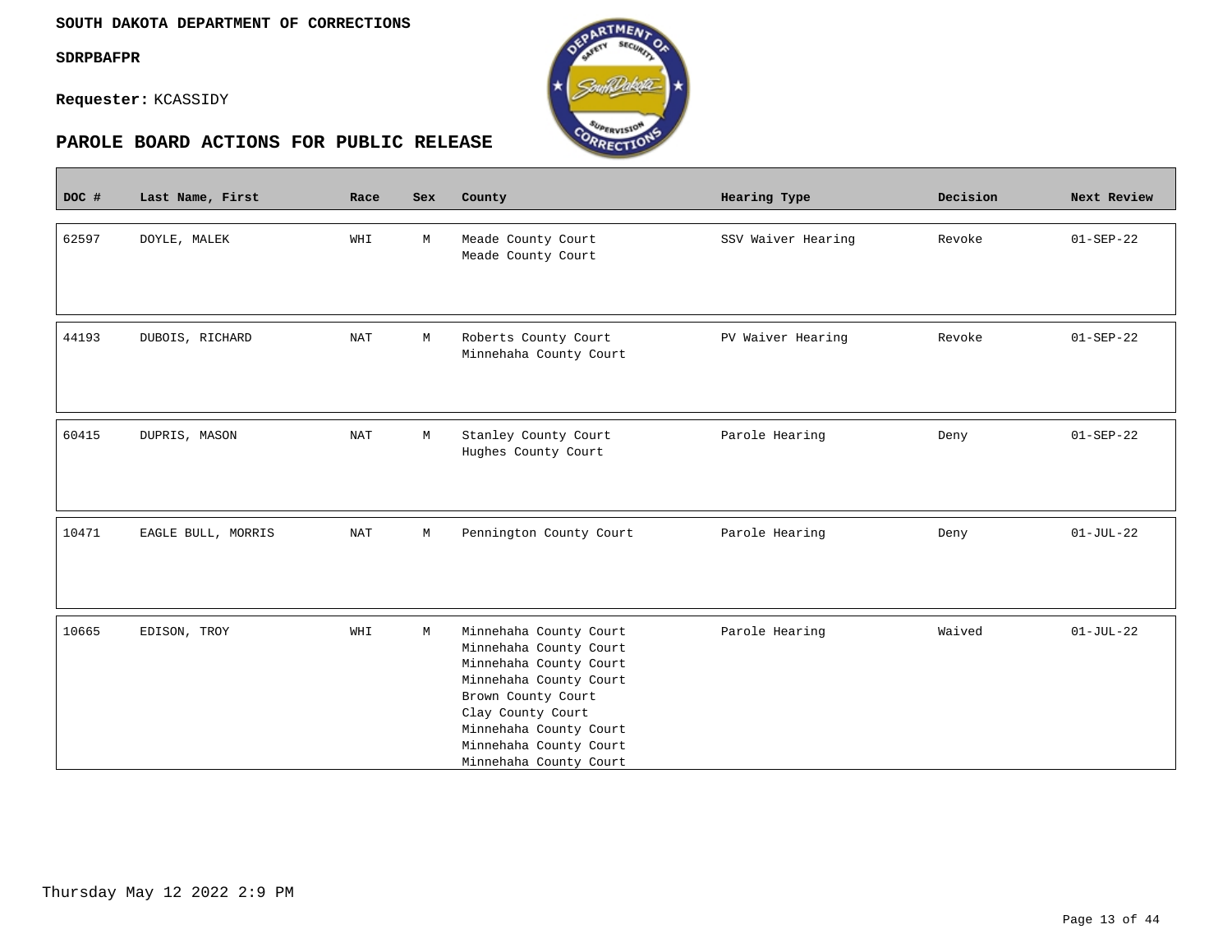**SOUTH DAKOTA DEPARTMENT OF CORRECTIONS**

**SDRPBAFPR**

**Requester:** KCASSIDY

## PAROLE BOARD ACTIONS FOR PUBLIC RELEASE

| DOC # | Last Name, First | Race | Sex | County | Hearing Type | Decision | Next Review |
|---|---|---|---|---|---|---|---|
| 62597 | DOYLE, MALEK | WHI | M | Meade County Court<br>Meade County Court | SSV Waiver Hearing | Revoke | 01-SEP-22 |
| 44193 | DUBOIS, RICHARD | NAT | M | Roberts County Court<br>Minnehaha County Court | PV Waiver Hearing | Revoke | 01-SEP-22 |
| 60415 | DUPRIS, MASON | NAT | M | Stanley County Court<br>Hughes County Court | Parole Hearing | Deny | 01-SEP-22 |
| 10471 | EAGLE BULL, MORRIS | NAT | M | Pennington County Court | Parole Hearing | Deny | 01-JUL-22 |
| 10665 | EDISON, TROY | WHI | M | Minnehaha County Court<br>Minnehaha County Court<br>Minnehaha County Court<br>Minnehaha County Court<br>Brown County Court<br>Clay County Court<br>Minnehaha County Court<br>Minnehaha County Court<br>Minnehaha County Court | Parole Hearing | Waived | 01-JUL-22 |

Thursday May 12 2022 2:9 PM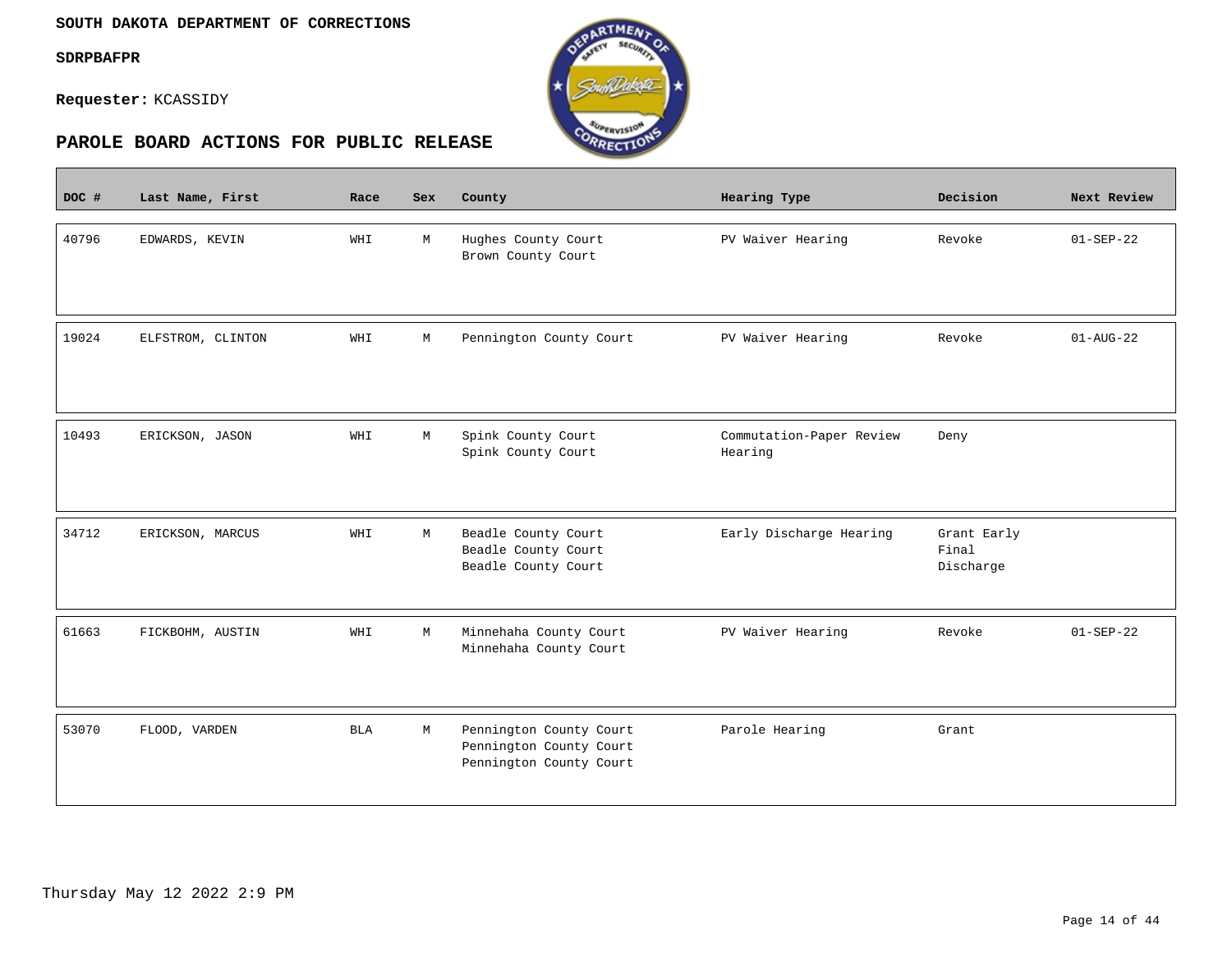**SOUTH DAKOTA DEPARTMENT OF CORRECTIONS**

**SDRPBAFPR**

**Requester:** KCASSIDY

## PAROLE BOARD ACTIONS FOR PUBLIC RELEASE

| DOC # | Last Name, First | Race | Sex | County | Hearing Type | Decision | Next Review |
|---|---|---|---|---|---|---|---|
| 40796 | EDWARDS, KEVIN | WHI | M | Hughes County Court<br>Brown County Court | PV Waiver Hearing | Revoke | 01-SEP-22 |
| 19024 | ELFSTROM, CLINTON | WHI | M | Pennington County Court | PV Waiver Hearing | Revoke | 01-AUG-22 |
| 10493 | ERICKSON, JASON | WHI | M | Spink County Court<br>Spink County Court | Commutation-Paper Review Hearing | Deny | |
| 34712 | ERICKSON, MARCUS | WHI | M | Beadle County Court<br>Beadle County Court<br>Beadle County Court | Early Discharge Hearing | Grant Early Final Discharge | |
| 61663 | FICKBOHM, AUSTIN | WHI | M | Minnehaha County Court<br>Minnehaha County Court | PV Waiver Hearing | Revoke | 01-SEP-22 |
| 53070 | FLOOD, VARDEN | BLA | M | Pennington County Court<br>Pennington County Court<br>Pennington County Court | Parole Hearing | Grant | |

Thursday May 12 2022 2:9 PM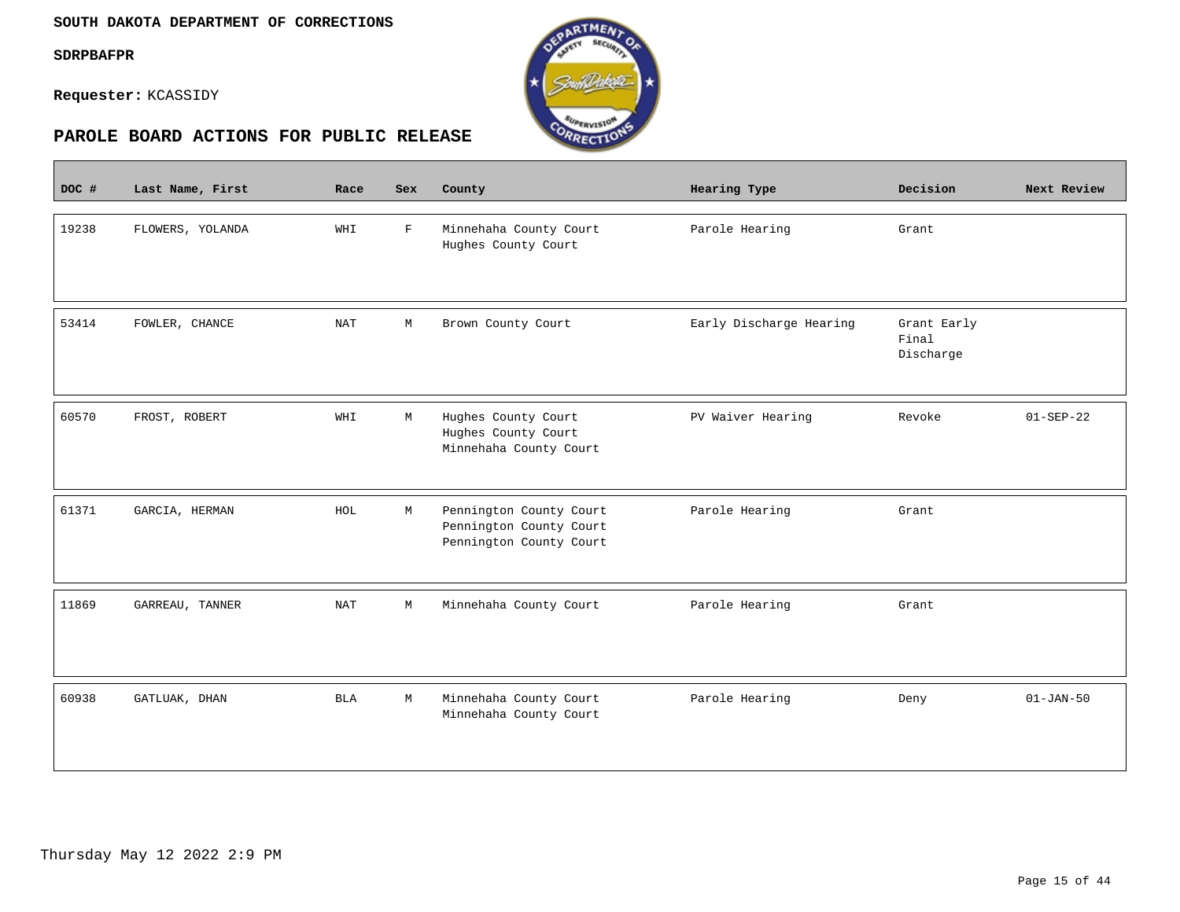SOUTH DAKOTA DEPARTMENT OF CORRECTIONS

SDRPBAFPR

**Requester:** KCASSIDY

## PAROLE BOARD ACTIONS FOR PUBLIC RELEASE

| DOC # | Last Name, First | Race | Sex | County | Hearing Type | Decision | Next Review |
|---|---|---|---|---|---|---|---|
| 19238 | FLOWERS, YOLANDA | WHI | F | Minnehaha County Court<br>Hughes County Court | Parole Hearing | Grant | |
| 53414 | FOWLER, CHANCE | NAT | M | Brown County Court | Early Discharge Hearing | Grant Early Final Discharge | |
| 60570 | FROST, ROBERT | WHI | M | Hughes County Court<br>Hughes County Court<br>Minnehaha County Court | PV Waiver Hearing | Revoke | 01-SEP-22 |
| 61371 | GARCIA, HERMAN | HOL | M | Pennington County Court<br>Pennington County Court<br>Pennington County Court | Parole Hearing | Grant | |
| 11869 | GARREAU, TANNER | NAT | M | Minnehaha County Court | Parole Hearing | Grant | |
| 60938 | GATLUAK, DHAN | BLA | M | Minnehaha County Court<br>Minnehaha County Court | Parole Hearing | Deny | 01-JAN-50 |

Thursday May 12 2022 2:9 PM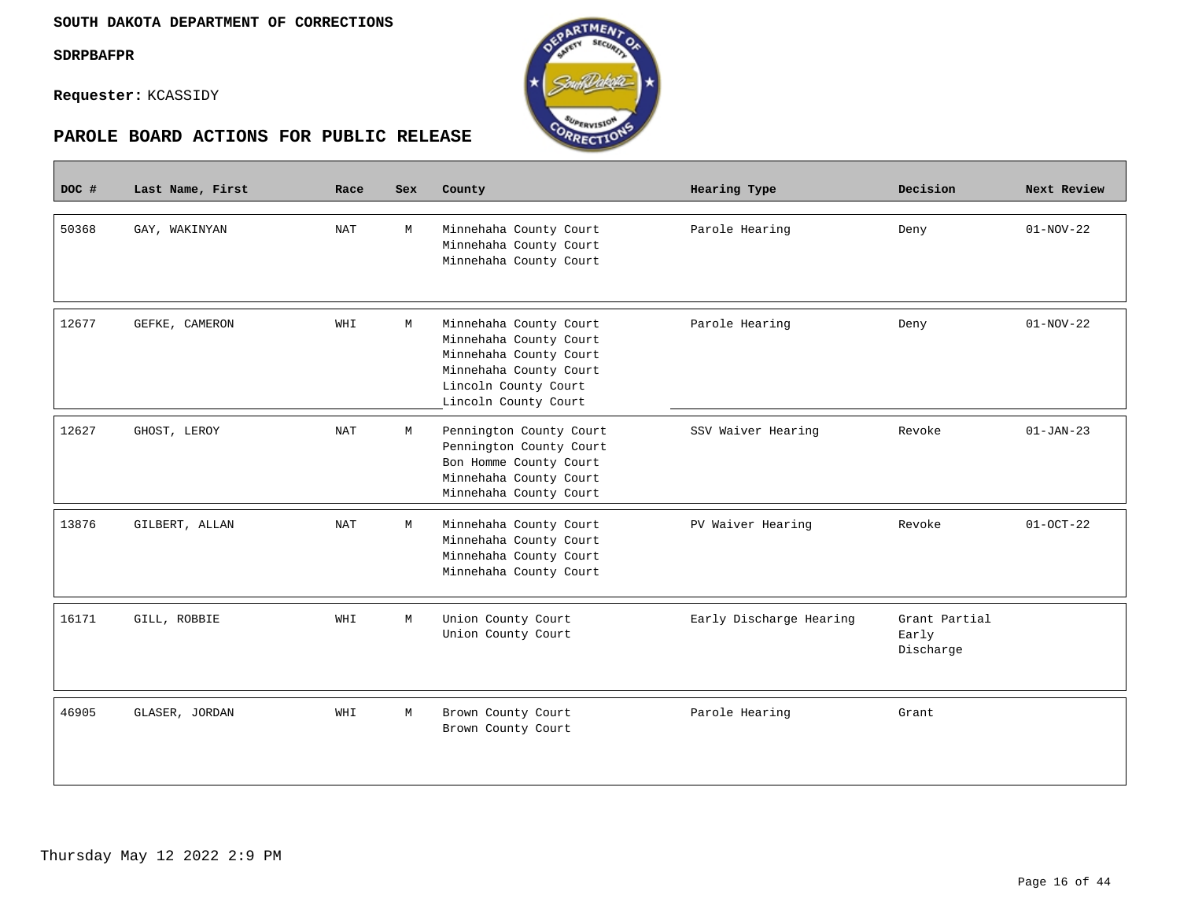**SOUTH DAKOTA DEPARTMENT OF CORRECTIONS**

**SDRPBAFPR**

**Requester:** KCASSIDY

## PAROLE BOARD ACTIONS FOR PUBLIC RELEASE

| DOC # | Last Name, First | Race | Sex | County | Hearing Type | Decision | Next Review |
|---|---|---|---|---|---|---|---|
| 50368 | GAY, WAKINYAN | NAT | M | Minnehaha County Court<br>Minnehaha County Court<br>Minnehaha County Court | Parole Hearing | Deny | 01-NOV-22 |
| 12677 | GEFKE, CAMERON | WHI | M | Minnehaha County Court<br>Minnehaha County Court<br>Minnehaha County Court<br>Minnehaha County Court<br>Lincoln County Court<br>Lincoln County Court | Parole Hearing | Deny | 01-NOV-22 |
| 12627 | GHOST, LEROY | NAT | M | Pennington County Court<br>Pennington County Court<br>Bon Homme County Court<br>Minnehaha County Court<br>Minnehaha County Court | SSV Waiver Hearing | Revoke | 01-JAN-23 |
| 13876 | GILBERT, ALLAN | NAT | M | Minnehaha County Court<br>Minnehaha County Court<br>Minnehaha County Court<br>Minnehaha County Court | PV Waiver Hearing | Revoke | 01-OCT-22 |
| 16171 | GILL, ROBBIE | WHI | M | Union County Court<br>Union County Court | Early Discharge Hearing | Grant Partial Early Discharge | |
| 46905 | GLASER, JORDAN | WHI | M | Brown County Court<br>Brown County Court | Parole Hearing | Grant | |

Thursday May 12 2022 2:9 PM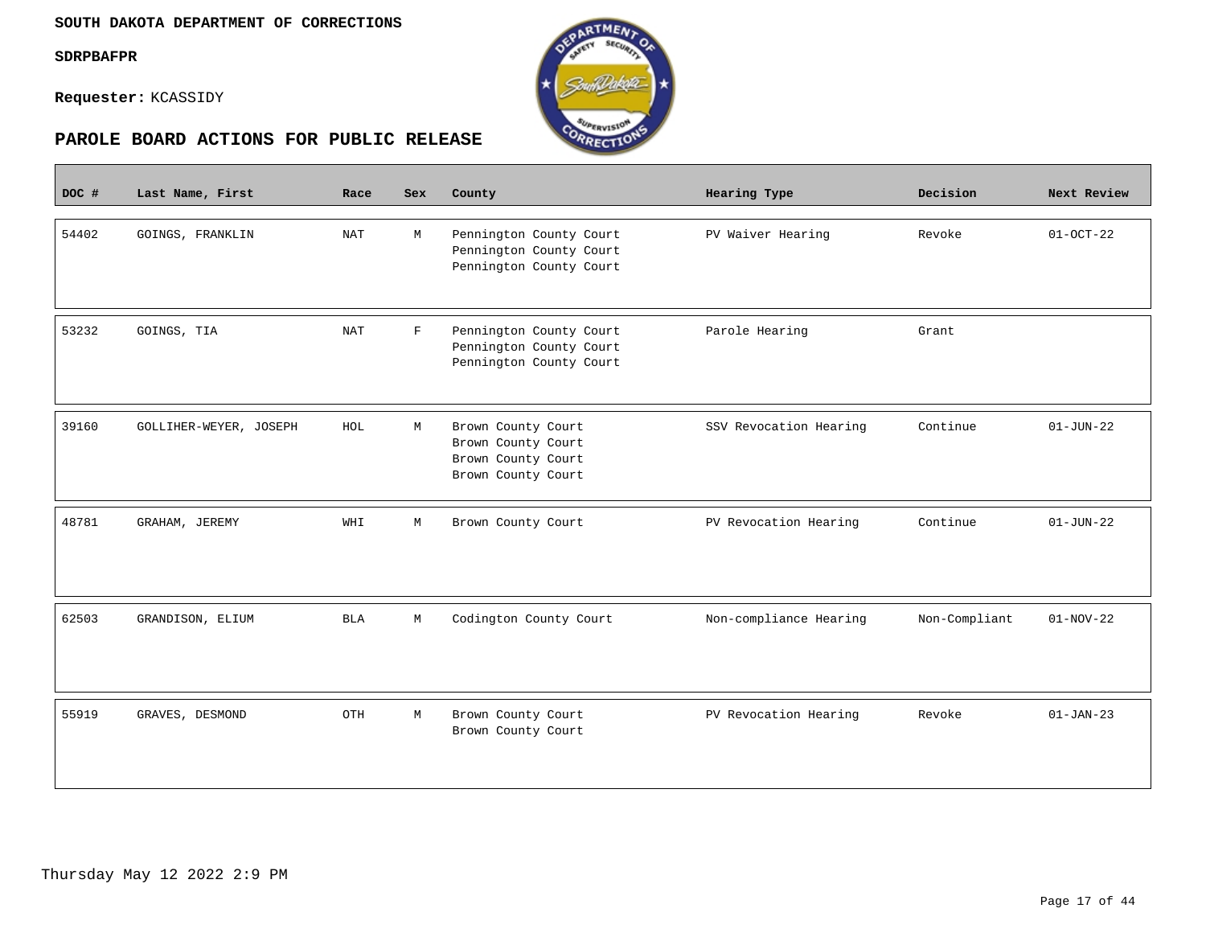**SOUTH DAKOTA DEPARTMENT OF CORRECTIONS**

**SDRPBAFPR**

**Requester:** KCASSIDY

## PAROLE BOARD ACTIONS FOR PUBLIC RELEASE

| DOC # | Last Name, First | Race | Sex | County | Hearing Type | Decision | Next Review |
|---|---|---|---|---|---|---|---|
| 54402 | GOINGS, FRANKLIN | NAT | M | Pennington County Court<br>Pennington County Court<br>Pennington County Court | PV Waiver Hearing | Revoke | 01-OCT-22 |
| 53232 | GOINGS, TIA | NAT | F | Pennington County Court<br>Pennington County Court<br>Pennington County Court | Parole Hearing | Grant | |
| 39160 | GOLLIHER-WEYER, JOSEPH | HOL | M | Brown County Court<br>Brown County Court<br>Brown County Court<br>Brown County Court | SSV Revocation Hearing | Continue | 01-JUN-22 |
| 48781 | GRAHAM, JEREMY | WHI | M | Brown County Court | PV Revocation Hearing | Continue | 01-JUN-22 |
| 62503 | GRANDISON, ELIUM | BLA | M | Codington County Court | Non-compliance Hearing | Non-Compliant | 01-NOV-22 |
| 55919 | GRAVES, DESMOND | OTH | M | Brown County Court<br>Brown County Court | PV Revocation Hearing | Revoke | 01-JAN-23 |

Thursday May 12 2022 2:9 PM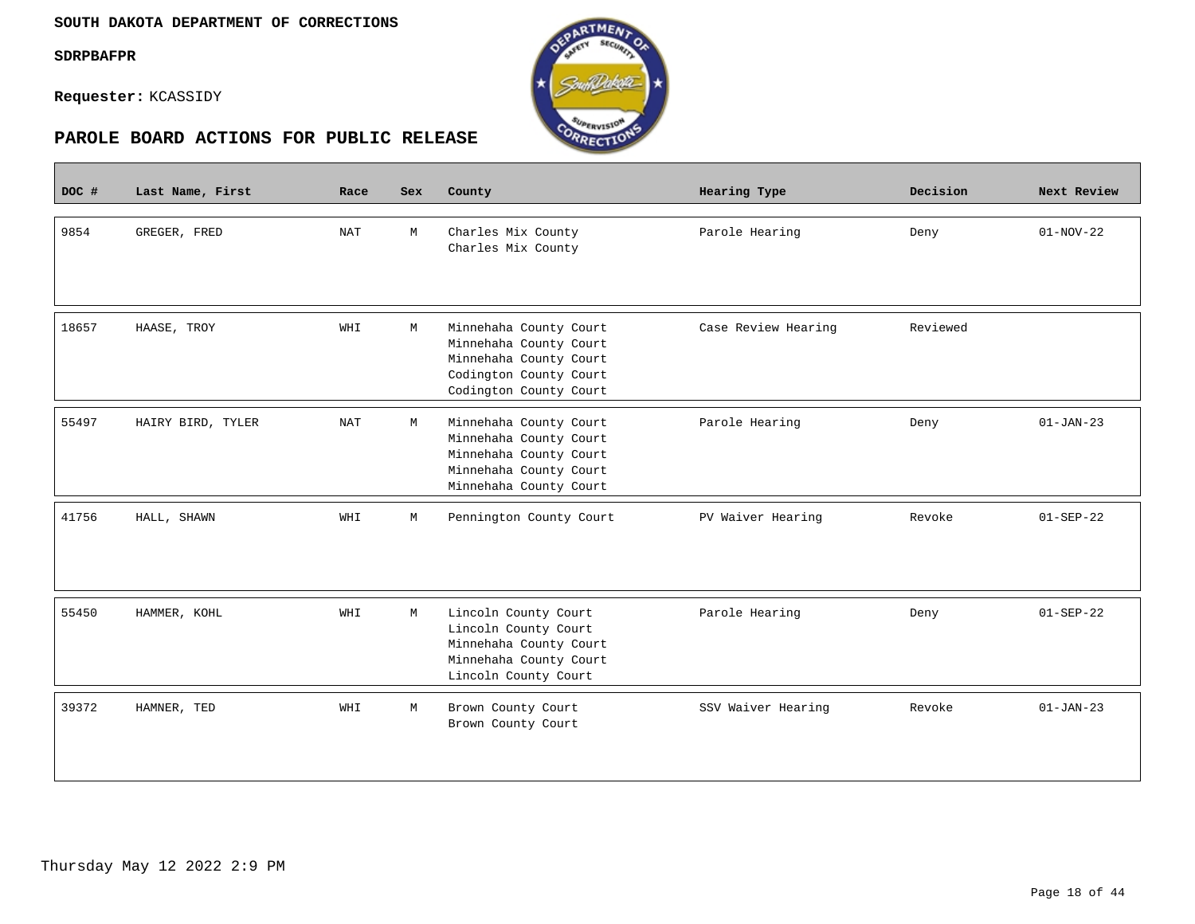**SOUTH DAKOTA DEPARTMENT OF CORRECTIONS**

**SDRPBAFPR**

**Requester:** KCASSIDY

## PAROLE BOARD ACTIONS FOR PUBLIC RELEASE

| DOC # | Last Name, First | Race | Sex | County | Hearing Type | Decision | Next Review |
|---|---|---|---|---|---|---|---|
| 9854 | GREGER, FRED | NAT | M | Charles Mix County<br>Charles Mix County | Parole Hearing | Deny | 01-NOV-22 |
| 18657 | HAASE, TROY | WHI | M | Minnehaha County Court<br>Minnehaha County Court<br>Minnehaha County Court<br>Codington County Court<br>Codington County Court | Case Review Hearing | Reviewed | |
| 55497 | HAIRY BIRD, TYLER | NAT | M | Minnehaha County Court<br>Minnehaha County Court<br>Minnehaha County Court<br>Minnehaha County Court<br>Minnehaha County Court | Parole Hearing | Deny | 01-JAN-23 |
| 41756 | HALL, SHAWN | WHI | M | Pennington County Court | PV Waiver Hearing | Revoke | 01-SEP-22 |
| 55450 | HAMMER, KOHL | WHI | M | Lincoln County Court<br>Lincoln County Court<br>Minnehaha County Court<br>Minnehaha County Court<br>Lincoln County Court | Parole Hearing | Deny | 01-SEP-22 |
| 39372 | HAMNER, TED | WHI | M | Brown County Court<br>Brown County Court | SSV Waiver Hearing | Revoke | 01-JAN-23 |

Thursday May 12 2022 2:9 PM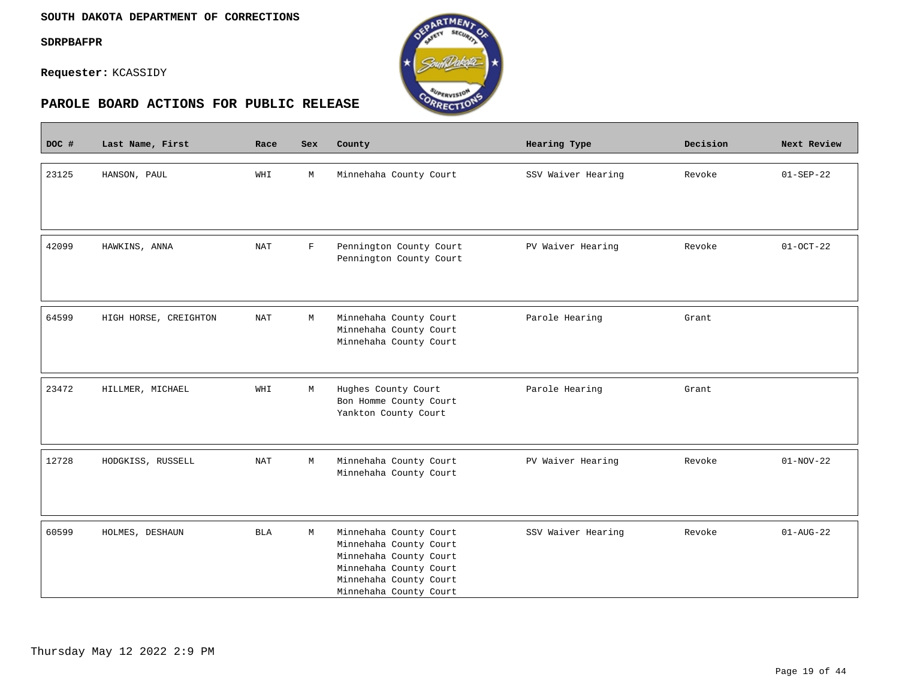**SOUTH DAKOTA DEPARTMENT OF CORRECTIONS**

**SDRPBAFPR**

**Requester:** KCASSIDY

## PAROLE BOARD ACTIONS FOR PUBLIC RELEASE

| DOC # | Last Name, First | Race | Sex | County | Hearing Type | Decision | Next Review |
|---|---|---|---|---|---|---|---|
| 23125 | HANSON, PAUL | WHI | M | Minnehaha County Court | SSV Waiver Hearing | Revoke | 01-SEP-22 |
| 42099 | HAWKINS, ANNA | NAT | F | Pennington County Court<br>Pennington County Court | PV Waiver Hearing | Revoke | 01-OCT-22 |
| 64599 | HIGH HORSE, CREIGHTON | NAT | M | Minnehaha County Court<br>Minnehaha County Court<br>Minnehaha County Court | Parole Hearing | Grant | |
| 23472 | HILLMER, MICHAEL | WHI | M | Hughes County Court<br>Bon Homme County Court<br>Yankton County Court | Parole Hearing | Grant | |
| 12728 | HODGKISS, RUSSELL | NAT | M | Minnehaha County Court<br>Minnehaha County Court | PV Waiver Hearing | Revoke | 01-NOV-22 |
| 60599 | HOLMES, DESHAUN | BLA | M | Minnehaha County Court<br>Minnehaha County Court<br>Minnehaha County Court<br>Minnehaha County Court<br>Minnehaha County Court<br>Minnehaha County Court | SSV Waiver Hearing | Revoke | 01-AUG-22 |

Thursday May 12 2022 2:9 PM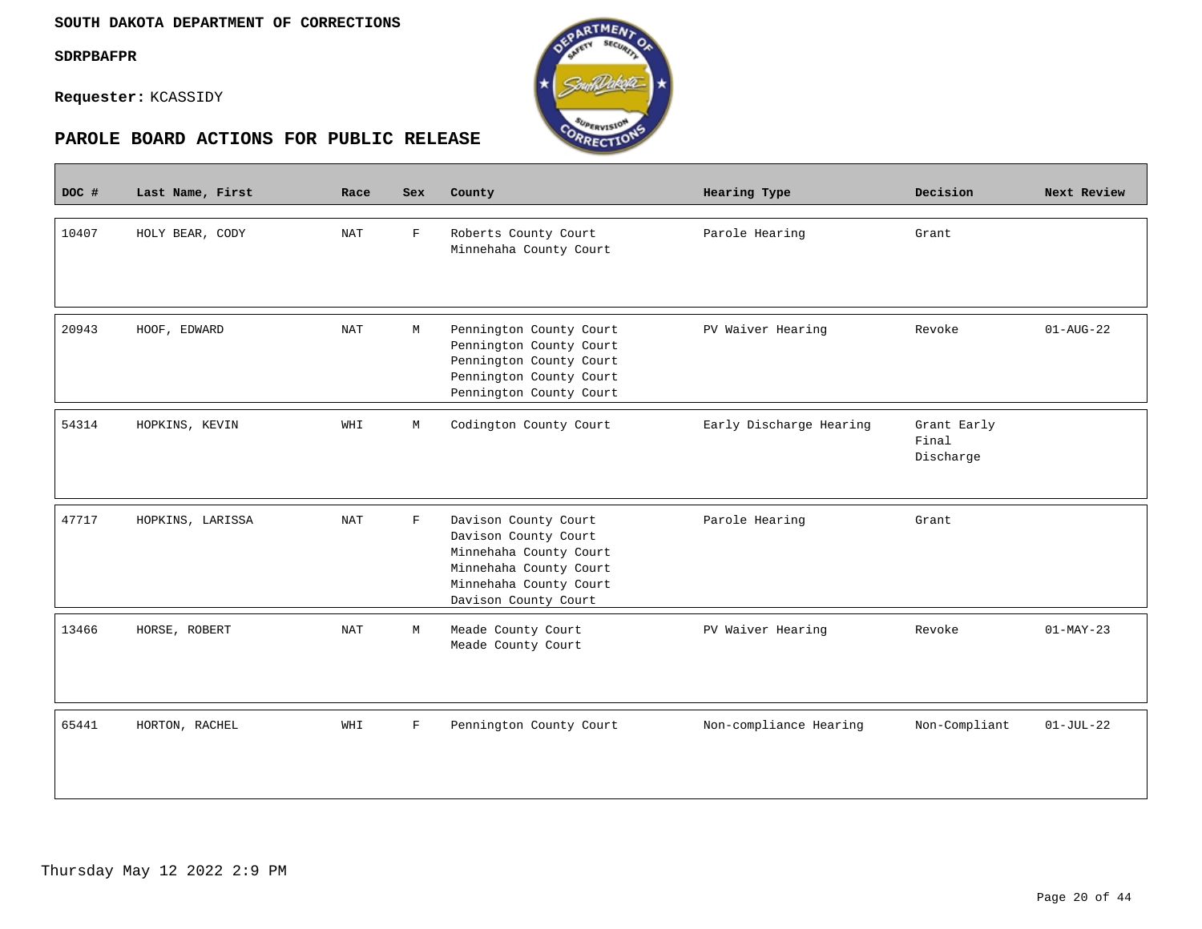**SOUTH DAKOTA DEPARTMENT OF CORRECTIONS**

**SDRPBAFPR**

**Requester:** KCASSIDY

## PAROLE BOARD ACTIONS FOR PUBLIC RELEASE

| DOC # | Last Name, First | Race | Sex | County | Hearing Type | Decision | Next Review |
|---|---|---|---|---|---|---|---|
| 10407 | HOLY BEAR, CODY | NAT | F | Roberts County Court<br>Minnehaha County Court | Parole Hearing | Grant | |
| 20943 | HOOF, EDWARD | NAT | M | Pennington County Court<br>Pennington County Court<br>Pennington County Court<br>Pennington County Court<br>Pennington County Court | PV Waiver Hearing | Revoke | 01-AUG-22 |
| 54314 | HOPKINS, KEVIN | WHI | M | Codington County Court | Early Discharge Hearing | Grant Early Final Discharge | |
| 47717 | HOPKINS, LARISSA | NAT | F | Davison County Court<br>Davison County Court<br>Minnehaha County Court<br>Minnehaha County Court<br>Minnehaha County Court<br>Davison County Court | Parole Hearing | Grant | |
| 13466 | HORSE, ROBERT | NAT | M | Meade County Court<br>Meade County Court | PV Waiver Hearing | Revoke | 01-MAY-23 |
| 65441 | HORTON, RACHEL | WHI | F | Pennington County Court | Non-compliance Hearing | Non-Compliant | 01-JUL-22 |

Thursday May 12 2022 2:9 PM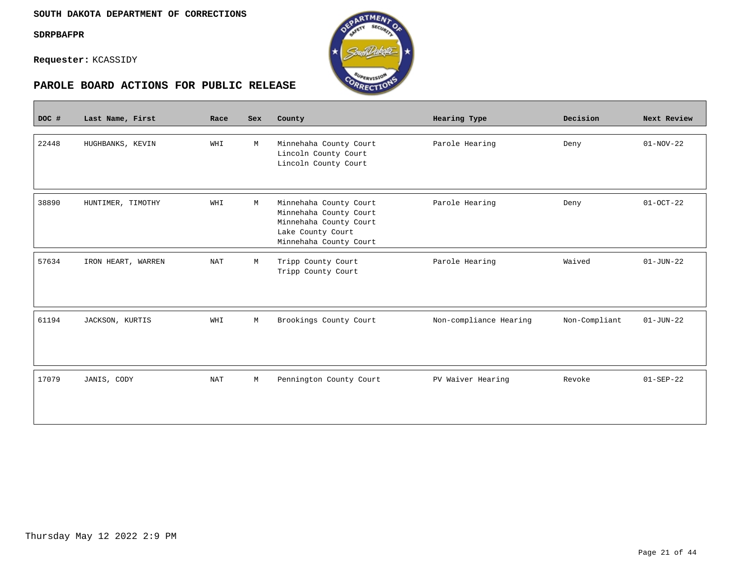**SOUTH DAKOTA DEPARTMENT OF CORRECTIONS**

**SDRPBAFPR**

**Requester:** KCASSIDY

## PAROLE BOARD ACTIONS FOR PUBLIC RELEASE

| DOC # | Last Name, First | Race | Sex | County | Hearing Type | Decision | Next Review |
|---|---|---|---|---|---|---|---|
| 22448 | HUGHBANKS, KEVIN | WHI | M | Minnehaha County Court<br>Lincoln County Court<br>Lincoln County Court | Parole Hearing | Deny | 01-NOV-22 |
| 38890 | HUNTIMER, TIMOTHY | WHI | M | Minnehaha County Court<br>Minnehaha County Court<br>Minnehaha County Court<br>Lake County Court<br>Minnehaha County Court | Parole Hearing | Deny | 01-OCT-22 |
| 57634 | IRON HEART, WARREN | NAT | M | Tripp County Court<br>Tripp County Court | Parole Hearing | Waived | 01-JUN-22 |
| 61194 | JACKSON, KURTIS | WHI | M | Brookings County Court | Non-compliance Hearing | Non-Compliant | 01-JUN-22 |
| 17079 | JANIS, CODY | NAT | M | Pennington County Court | PV Waiver Hearing | Revoke | 01-SEP-22 |

Thursday May 12 2022 2:9 PM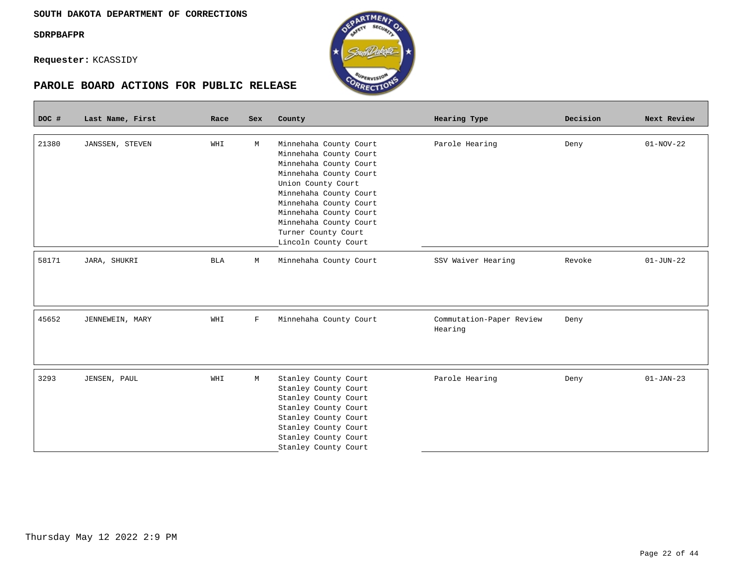**SOUTH DAKOTA DEPARTMENT OF CORRECTIONS**

**SDRPBAFPR**

**Requester:** KCASSIDY

## PAROLE BOARD ACTIONS FOR PUBLIC RELEASE

| DOC # | Last Name, First | Race | Sex | County | Hearing Type | Decision | Next Review |
|---|---|---|---|---|---|---|---|
| 21380 | JANSSEN, STEVEN | WHI | M | Minnehaha County Court<br>Minnehaha County Court<br>Minnehaha County Court<br>Minnehaha County Court<br>Union County Court<br>Minnehaha County Court<br>Minnehaha County Court<br>Minnehaha County Court<br>Minnehaha County Court<br>Turner County Court<br>Lincoln County Court | Parole Hearing | Deny | 01-NOV-22 |
| 58171 | JARA, SHUKRI | BLA | M | Minnehaha County Court | SSV Waiver Hearing | Revoke | 01-JUN-22 |
| 45652 | JENNEWEIN, MARY | WHI | F | Minnehaha County Court | Commutation-Paper Review Hearing | Deny | |
| 3293 | JENSEN, PAUL | WHI | M | Stanley County Court<br>Stanley County Court<br>Stanley County Court<br>Stanley County Court<br>Stanley County Court<br>Stanley County Court<br>Stanley County Court<br>Stanley County Court | Parole Hearing | Deny | 01-JAN-23 |

Thursday May 12 2022 2:9 PM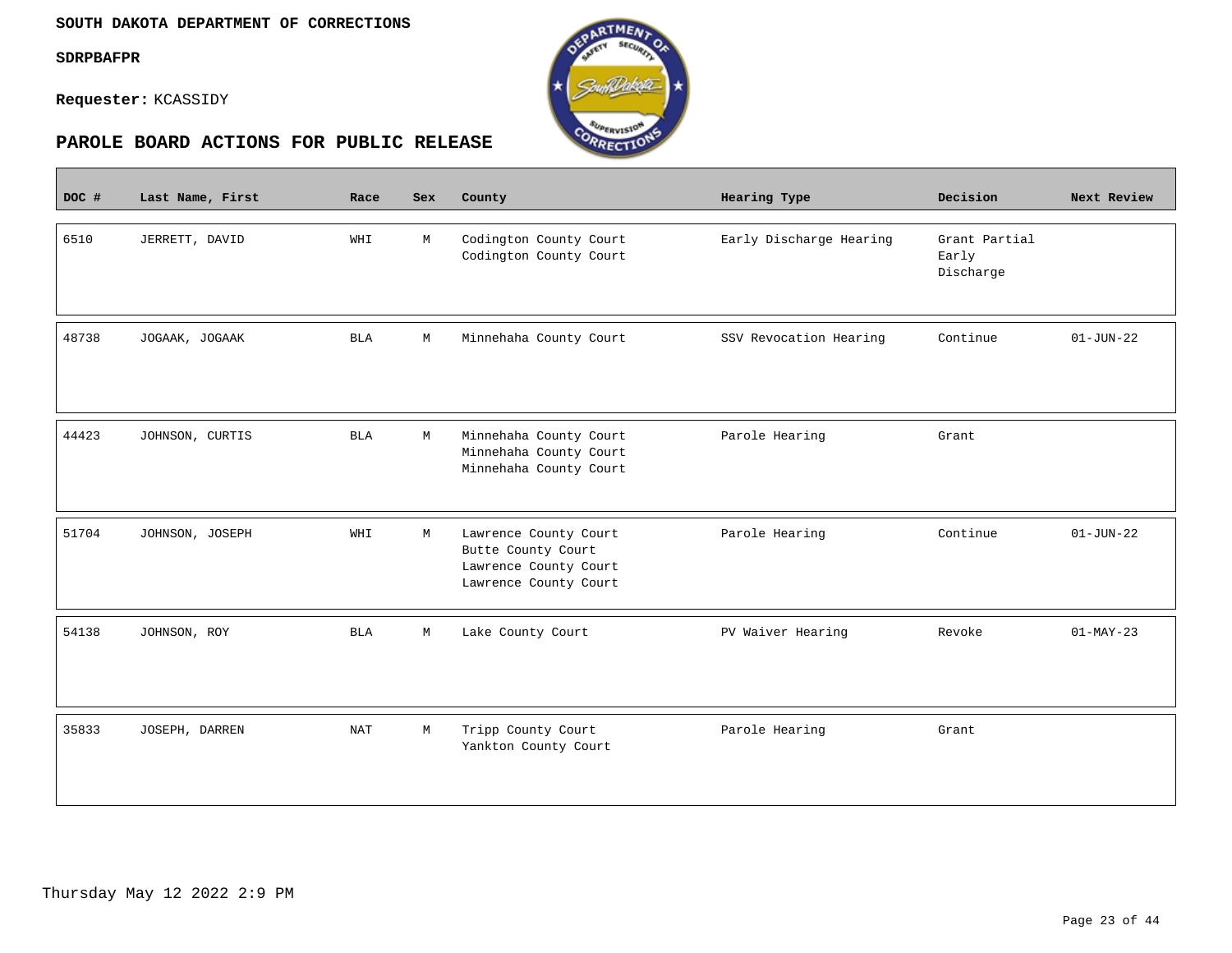**SOUTH DAKOTA DEPARTMENT OF CORRECTIONS**

**SDRPBAFPR**

**Requester:** KCASSIDY

## PAROLE BOARD ACTIONS FOR PUBLIC RELEASE

| DOC # | Last Name, First | Race | Sex | County | Hearing Type | Decision | Next Review |
|---|---|---|---|---|---|---|---|
| 6510 | JERRETT, DAVID | WHI | M | Codington County Court<br>Codington County Court | Early Discharge Hearing | Grant Partial Early Discharge | |
| 48738 | JOGAAK, JOGAAK | BLA | M | Minnehaha County Court | SSV Revocation Hearing | Continue | 01-JUN-22 |
| 44423 | JOHNSON, CURTIS | BLA | M | Minnehaha County Court<br>Minnehaha County Court<br>Minnehaha County Court | Parole Hearing | Grant | |
| 51704 | JOHNSON, JOSEPH | WHI | M | Lawrence County Court<br>Butte County Court<br>Lawrence County Court<br>Lawrence County Court | Parole Hearing | Continue | 01-JUN-22 |
| 54138 | JOHNSON, ROY | BLA | M | Lake County Court | PV Waiver Hearing | Revoke | 01-MAY-23 |
| 35833 | JOSEPH, DARREN | NAT | M | Tripp County Court<br>Yankton County Court | Parole Hearing | Grant | |

Thursday May 12 2022 2:9 PM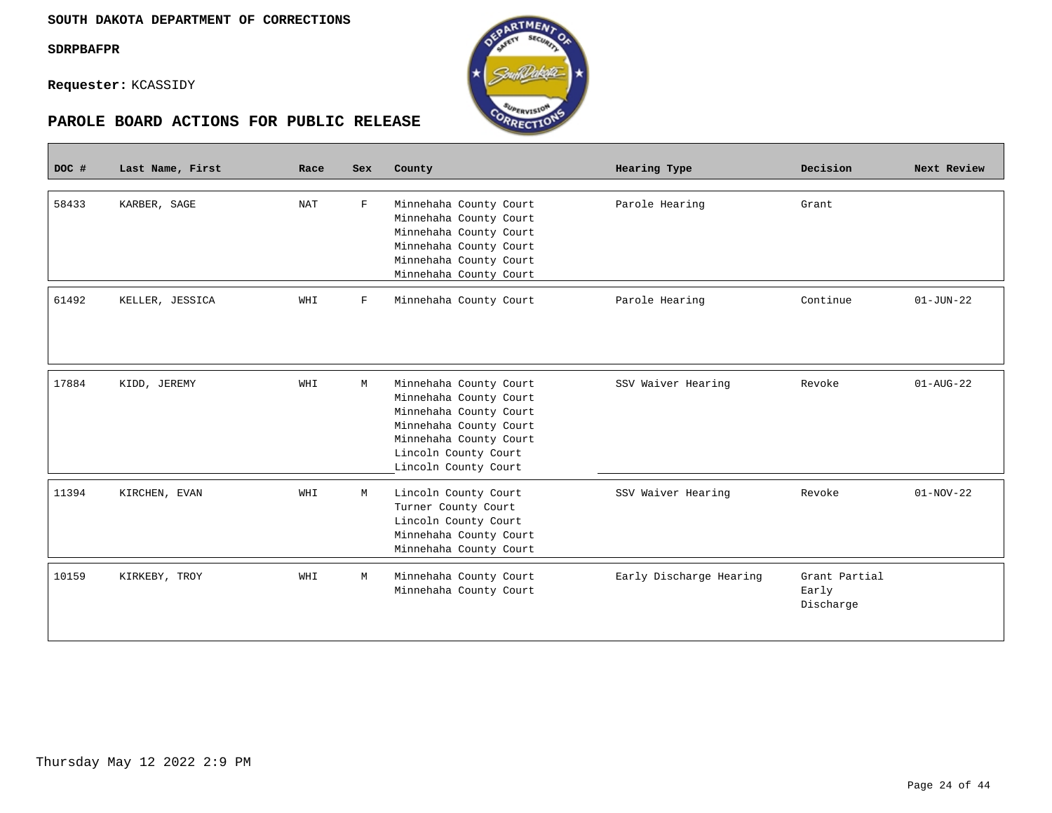**SOUTH DAKOTA DEPARTMENT OF CORRECTIONS**

**SDRPBAFPR**

**Requester:** KCASSIDY

## PAROLE BOARD ACTIONS FOR PUBLIC RELEASE

| DOC # | Last Name, First | Race | Sex | County | Hearing Type | Decision | Next Review |
|---|---|---|---|---|---|---|---|
| 58433 | KARBER, SAGE | NAT | F | Minnehaha County Court<br>Minnehaha County Court<br>Minnehaha County Court<br>Minnehaha County Court<br>Minnehaha County Court<br>Minnehaha County Court | Parole Hearing | Grant | |
| 61492 | KELLER, JESSICA | WHI | F | Minnehaha County Court | Parole Hearing | Continue | 01-JUN-22 |
| 17884 | KIDD, JEREMY | WHI | M | Minnehaha County Court<br>Minnehaha County Court<br>Minnehaha County Court<br>Minnehaha County Court<br>Minnehaha County Court<br>Lincoln County Court<br>Lincoln County Court | SSV Waiver Hearing | Revoke | 01-AUG-22 |
| 11394 | KIRCHEN, EVAN | WHI | M | Lincoln County Court<br>Turner County Court<br>Lincoln County Court<br>Minnehaha County Court<br>Minnehaha County Court | SSV Waiver Hearing | Revoke | 01-NOV-22 |
| 10159 | KIRKEBY, TROY | WHI | M | Minnehaha County Court<br>Minnehaha County Court | Early Discharge Hearing | Grant Partial Early Discharge | |

Thursday May 12 2022 2:9 PM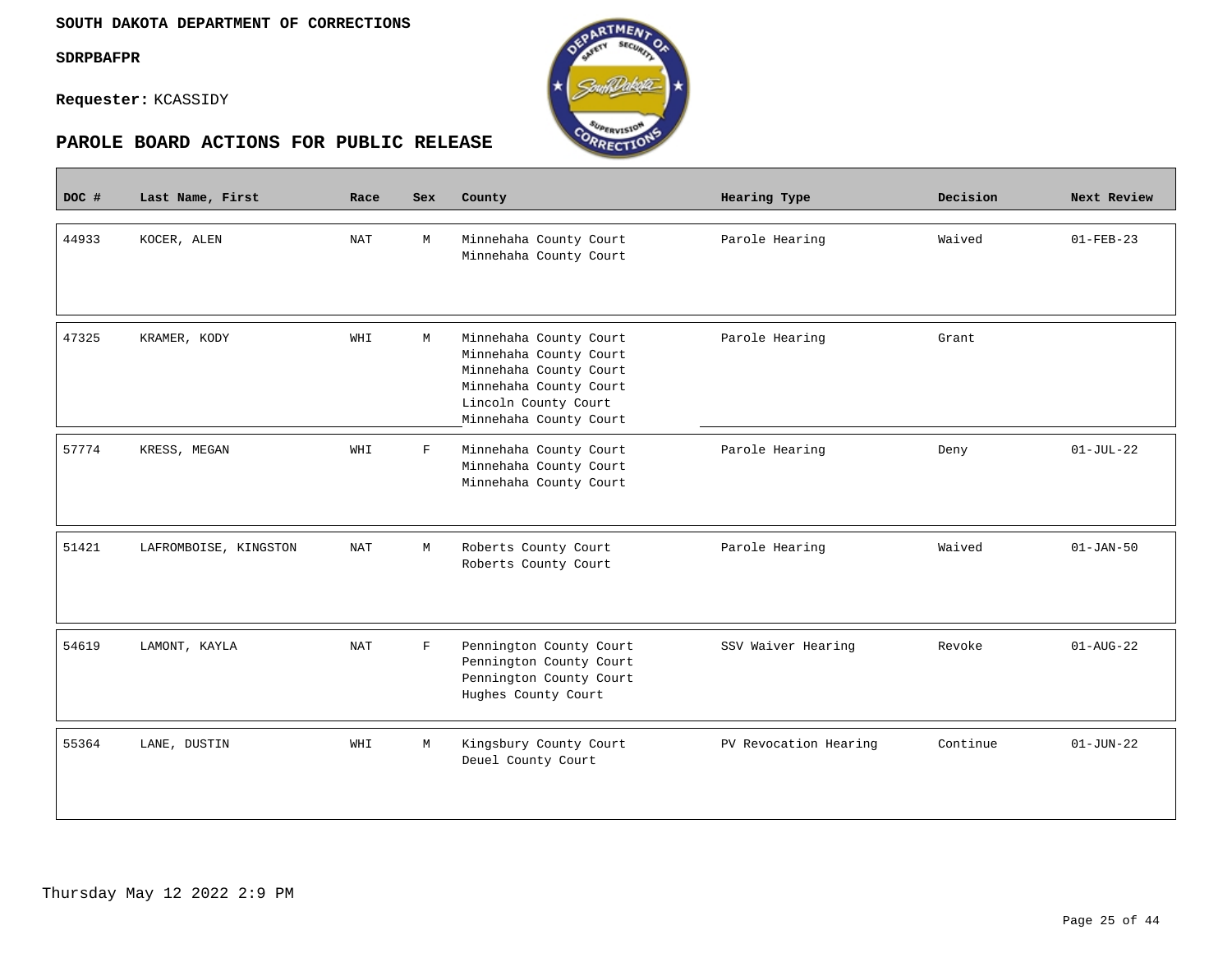**SOUTH DAKOTA DEPARTMENT OF CORRECTIONS**

**SDRPBAFPR**

**Requester:** KCASSIDY

## PAROLE BOARD ACTIONS FOR PUBLIC RELEASE

| DOC # | Last Name, First | Race | Sex | County | Hearing Type | Decision | Next Review |
|---|---|---|---|---|---|---|---|
| 44933 | KOCER, ALEN | NAT | M | Minnehaha County Court<br>Minnehaha County Court | Parole Hearing | Waived | 01-FEB-23 |
| 47325 | KRAMER, KODY | WHI | M | Minnehaha County Court<br>Minnehaha County Court<br>Minnehaha County Court<br>Minnehaha County Court<br>Lincoln County Court<br>Minnehaha County Court | Parole Hearing | Grant | |
| 57774 | KRESS, MEGAN | WHI | F | Minnehaha County Court<br>Minnehaha County Court<br>Minnehaha County Court | Parole Hearing | Deny | 01-JUL-22 |
| 51421 | LAFROMBOISE, KINGSTON | NAT | M | Roberts County Court<br>Roberts County Court | Parole Hearing | Waived | 01-JAN-50 |
| 54619 | LAMONT, KAYLA | NAT | F | Pennington County Court<br>Pennington County Court<br>Pennington County Court<br>Hughes County Court | SSV Waiver Hearing | Revoke | 01-AUG-22 |
| 55364 | LANE, DUSTIN | WHI | M | Kingsbury County Court<br>Deuel County Court | PV Revocation Hearing | Continue | 01-JUN-22 |

Thursday May 12 2022 2:9 PM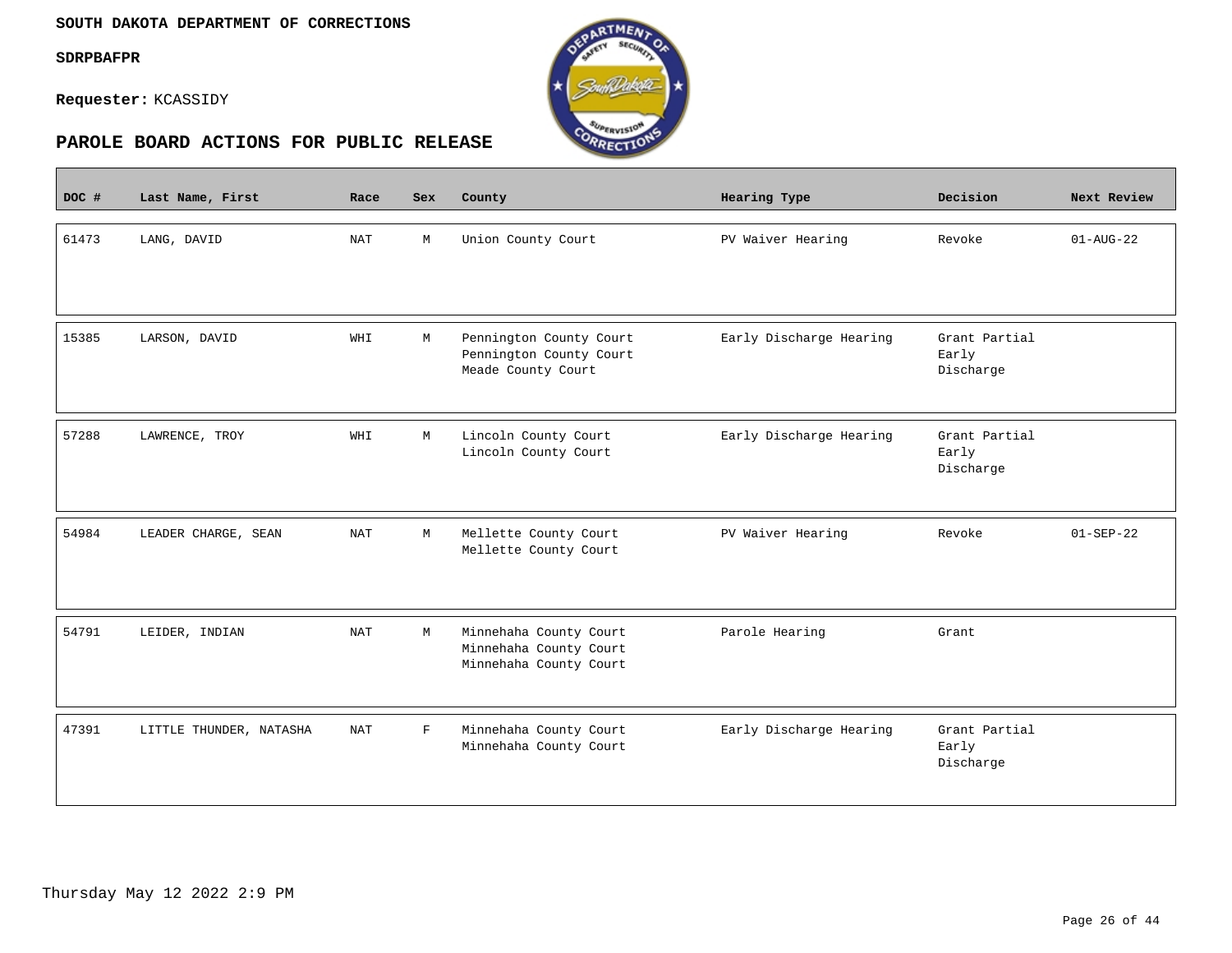**SOUTH DAKOTA DEPARTMENT OF CORRECTIONS**

**SDRPBAFPR**

**Requester:** KCASSIDY

## PAROLE BOARD ACTIONS FOR PUBLIC RELEASE

| DOC # | Last Name, First | Race | Sex | County | Hearing Type | Decision | Next Review |
|---|---|---|---|---|---|---|---|
| 61473 | LANG, DAVID | NAT | M | Union County Court | PV Waiver Hearing | Revoke | 01-AUG-22 |
| 15385 | LARSON, DAVID | WHI | M | Pennington County Court<br>Pennington County Court<br>Meade County Court | Early Discharge Hearing | Grant Partial Early Discharge | |
| 57288 | LAWRENCE, TROY | WHI | M | Lincoln County Court<br>Lincoln County Court | Early Discharge Hearing | Grant Partial Early Discharge | |
| 54984 | LEADER CHARGE, SEAN | NAT | M | Mellette County Court<br>Mellette County Court | PV Waiver Hearing | Revoke | 01-SEP-22 |
| 54791 | LEIDER, INDIAN | NAT | M | Minnehaha County Court<br>Minnehaha County Court<br>Minnehaha County Court | Parole Hearing | Grant | |
| 47391 | LITTLE THUNDER, NATASHA | NAT | F | Minnehaha County Court<br>Minnehaha County Court | Early Discharge Hearing | Grant Partial Early Discharge | |

Thursday May 12 2022 2:9 PM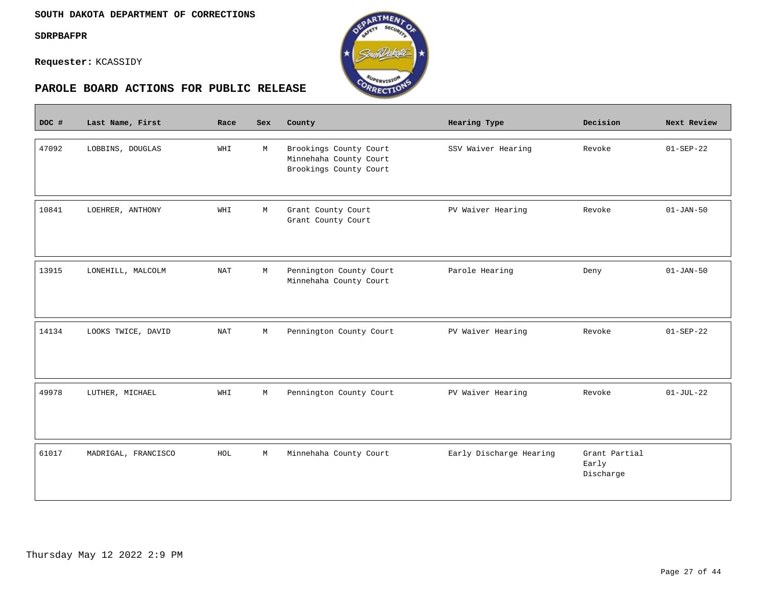**SOUTH DAKOTA DEPARTMENT OF CORRECTIONS**

**SDRPBAFPR**

**Requester:** KCASSIDY

## PAROLE BOARD ACTIONS FOR PUBLIC RELEASE

| DOC # | Last Name, First | Race | Sex | County | Hearing Type | Decision | Next Review |
|---|---|---|---|---|---|---|---|
| 47092 | LOBBINS, DOUGLAS | WHI | M | Brookings County Court<br>Minnehaha County Court<br>Brookings County Court | SSV Waiver Hearing | Revoke | 01-SEP-22 |
| 10841 | LOEHRER, ANTHONY | WHI | M | Grant County Court<br>Grant County Court | PV Waiver Hearing | Revoke | 01-JAN-50 |
| 13915 | LONEHILL, MALCOLM | NAT | M | Pennington County Court<br>Minnehaha County Court | Parole Hearing | Deny | 01-JAN-50 |
| 14134 | LOOKS TWICE, DAVID | NAT | M | Pennington County Court | PV Waiver Hearing | Revoke | 01-SEP-22 |
| 49978 | LUTHER, MICHAEL | WHI | M | Pennington County Court | PV Waiver Hearing | Revoke | 01-JUL-22 |
| 61017 | MADRIGAL, FRANCISCO | HOL | M | Minnehaha County Court | Early Discharge Hearing | Grant Partial Early Discharge | |

Thursday May 12 2022 2:9 PM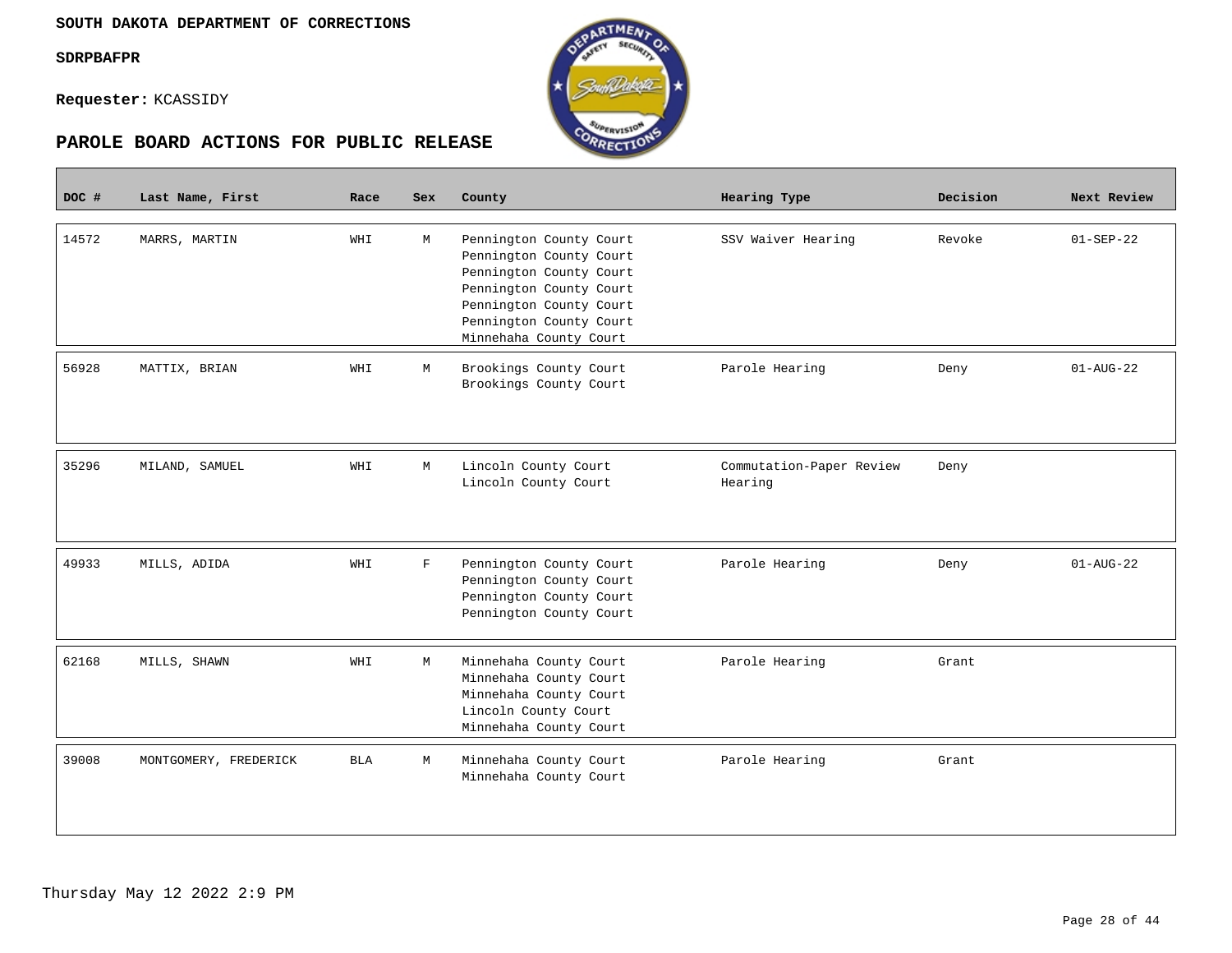**SOUTH DAKOTA DEPARTMENT OF CORRECTIONS**

**SDRPBAFPR**

**Requester:** KCASSIDY

## PAROLE BOARD ACTIONS FOR PUBLIC RELEASE

| DOC # | Last Name, First | Race | Sex | County | Hearing Type | Decision | Next Review |
|---|---|---|---|---|---|---|---|
| 14572 | MARRS, MARTIN | WHI | M | Pennington County Court<br>Pennington County Court<br>Pennington County Court<br>Pennington County Court<br>Pennington County Court<br>Pennington County Court<br>Minnehaha County Court | SSV Waiver Hearing | Revoke | 01-SEP-22 |
| 56928 | MATTIX, BRIAN | WHI | M | Brookings County Court<br>Brookings County Court | Parole Hearing | Deny | 01-AUG-22 |
| 35296 | MILAND, SAMUEL | WHI | M | Lincoln County Court<br>Lincoln County Court | Commutation-Paper Review Hearing | Deny | |
| 49933 | MILLS, ADIDA | WHI | F | Pennington County Court<br>Pennington County Court<br>Pennington County Court<br>Pennington County Court | Parole Hearing | Deny | 01-AUG-22 |
| 62168 | MILLS, SHAWN | WHI | M | Minnehaha County Court<br>Minnehaha County Court<br>Minnehaha County Court<br>Lincoln County Court<br>Minnehaha County Court | Parole Hearing | Grant | |
| 39008 | MONTGOMERY, FREDERICK | BLA | M | Minnehaha County Court<br>Minnehaha County Court | Parole Hearing | Grant | |

Thursday May 12 2022 2:9 PM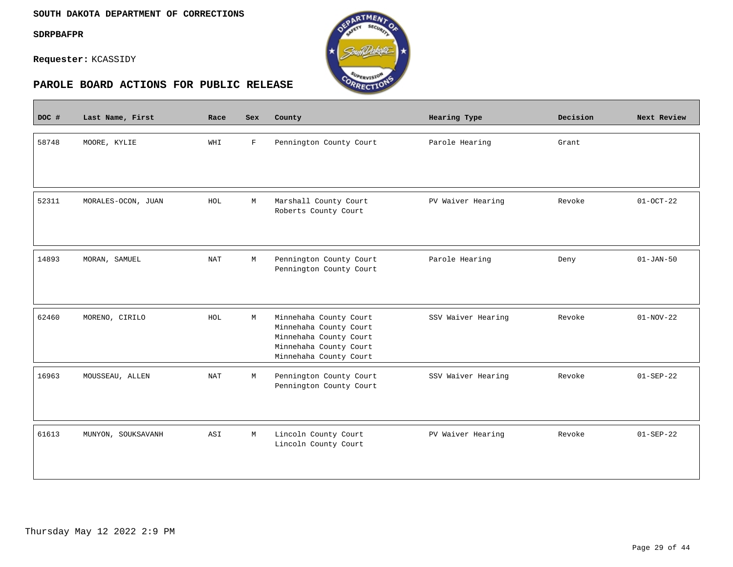**SOUTH DAKOTA DEPARTMENT OF CORRECTIONS**

**SDRPBAFPR**

**Requester:** KCASSIDY

## PAROLE BOARD ACTIONS FOR PUBLIC RELEASE

| DOC # | Last Name, First | Race | Sex | County | Hearing Type | Decision | Next Review |
|---|---|---|---|---|---|---|---|
| 58748 | MOORE, KYLIE | WHI | F | Pennington County Court | Parole Hearing | Grant | |
| 52311 | MORALES-OCON, JUAN | HOL | M | Marshall County Court<br>Roberts County Court | PV Waiver Hearing | Revoke | 01-OCT-22 |
| 14893 | MORAN, SAMUEL | NAT | M | Pennington County Court<br>Pennington County Court | Parole Hearing | Deny | 01-JAN-50 |
| 62460 | MORENO, CIRILO | HOL | M | Minnehaha County Court<br>Minnehaha County Court<br>Minnehaha County Court<br>Minnehaha County Court<br>Minnehaha County Court | SSV Waiver Hearing | Revoke | 01-NOV-22 |
| 16963 | MOUSSEAU, ALLEN | NAT | M | Pennington County Court<br>Pennington County Court | SSV Waiver Hearing | Revoke | 01-SEP-22 |
| 61613 | MUNYON, SOUKSAVANH | ASI | M | Lincoln County Court<br>Lincoln County Court | PV Waiver Hearing | Revoke | 01-SEP-22 |

Thursday May 12 2022 2:9 PM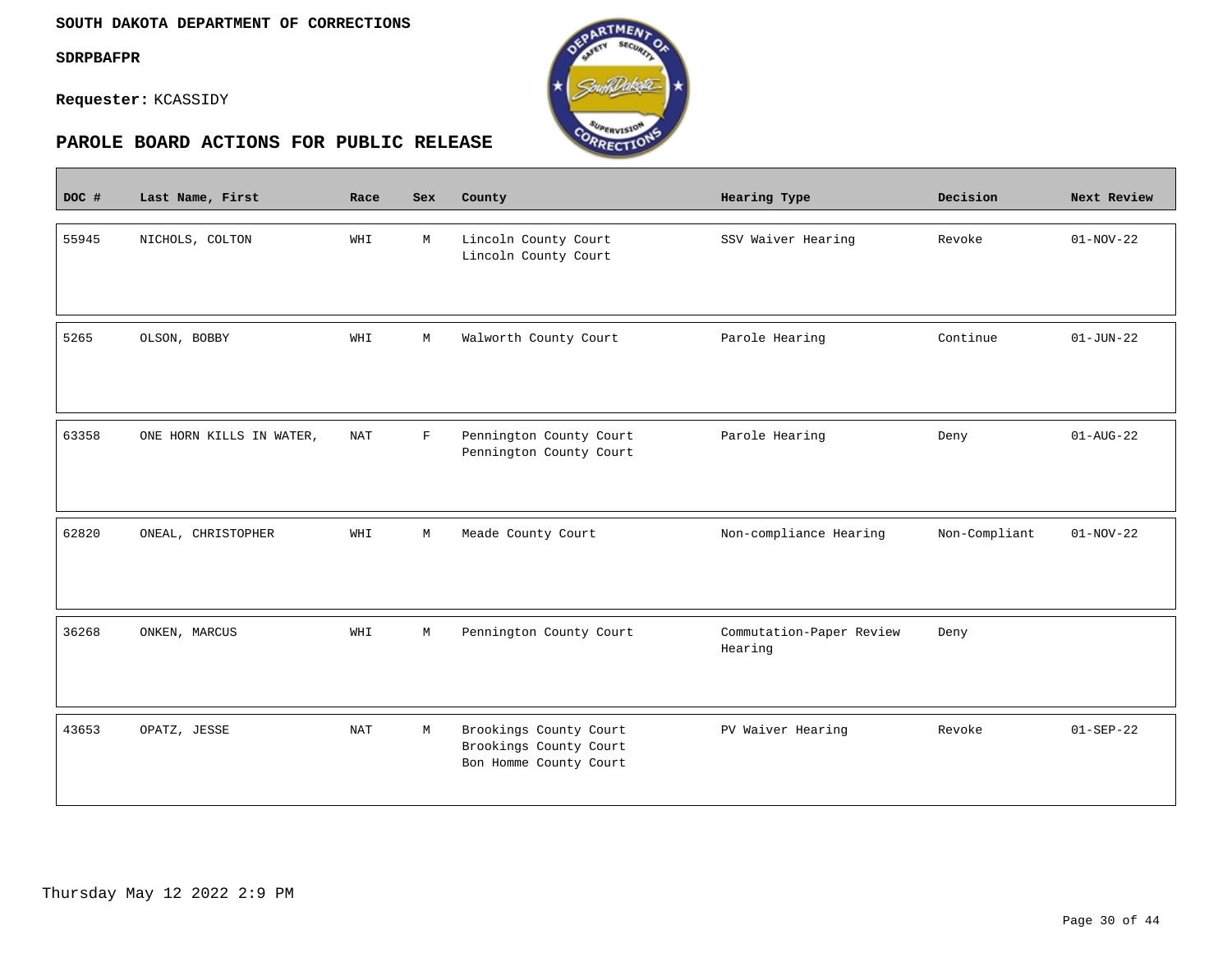**SOUTH DAKOTA DEPARTMENT OF CORRECTIONS**

**SDRPBAFPR**

**Requester:** KCASSIDY

## PAROLE BOARD ACTIONS FOR PUBLIC RELEASE

| DOC # | Last Name, First | Race | Sex | County | Hearing Type | Decision | Next Review |
|---|---|---|---|---|---|---|---|
| 55945 | NICHOLS, COLTON | WHI | M | Lincoln County Court<br>Lincoln County Court | SSV Waiver Hearing | Revoke | 01-NOV-22 |
| 5265 | OLSON, BOBBY | WHI | M | Walworth County Court | Parole Hearing | Continue | 01-JUN-22 |
| 63358 | ONE HORN KILLS IN WATER, | NAT | F | Pennington County Court<br>Pennington County Court | Parole Hearing | Deny | 01-AUG-22 |
| 62820 | ONEAL, CHRISTOPHER | WHI | M | Meade County Court | Non-compliance Hearing | Non-Compliant | 01-NOV-22 |
| 36268 | ONKEN, MARCUS | WHI | M | Pennington County Court | Commutation-Paper Review Hearing | Deny | |
| 43653 | OPATZ, JESSE | NAT | M | Brookings County Court<br>Brookings County Court<br>Bon Homme County Court | PV Waiver Hearing | Revoke | 01-SEP-22 |

Thursday May 12 2022 2:9 PM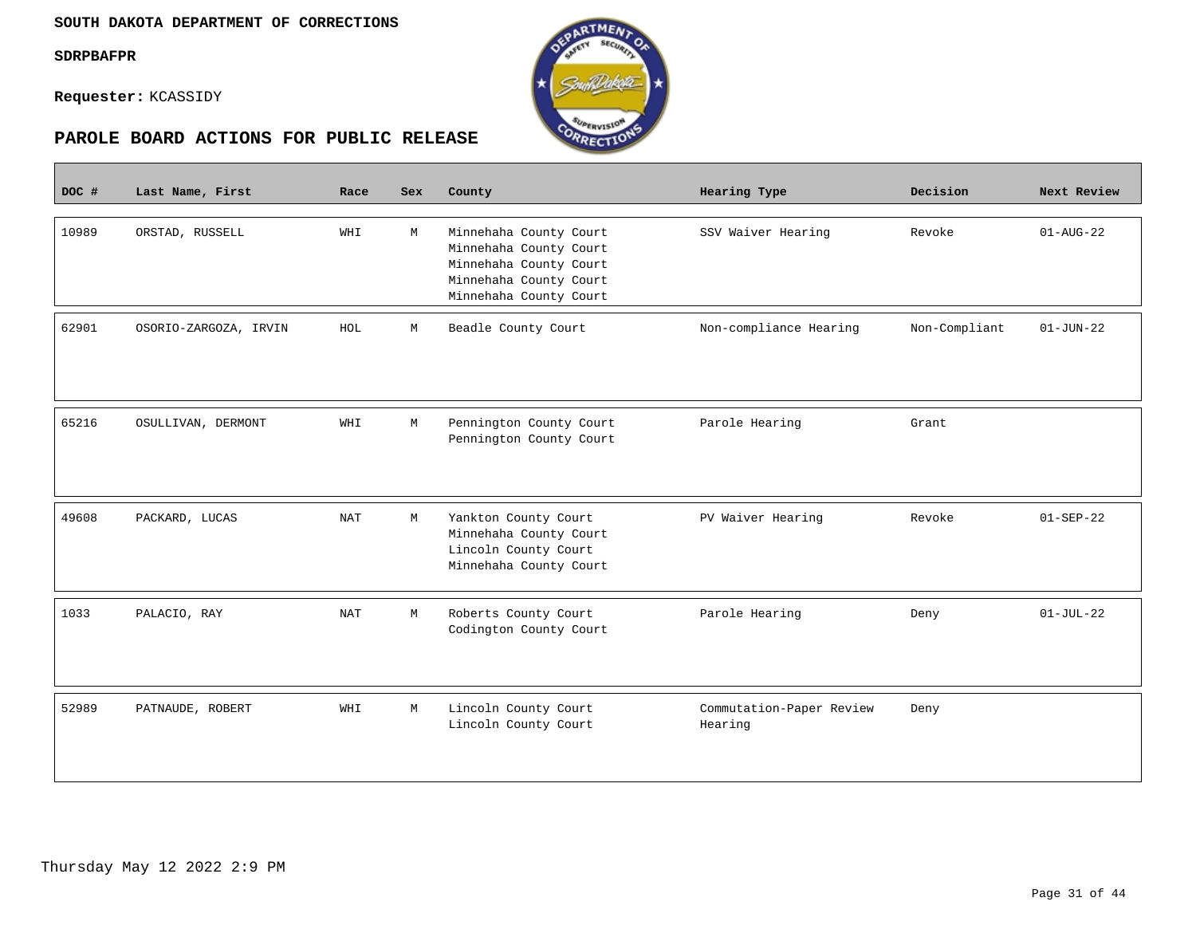**SOUTH DAKOTA DEPARTMENT OF CORRECTIONS**

**SDRPBAFPR**

**Requester:** KCASSIDY

## PAROLE BOARD ACTIONS FOR PUBLIC RELEASE

| DOC # | Last Name, First | Race | Sex | County | Hearing Type | Decision | Next Review |
|---|---|---|---|---|---|---|---|
| 10989 | ORSTAD, RUSSELL | WHI | M | Minnehaha County Court<br>Minnehaha County Court<br>Minnehaha County Court<br>Minnehaha County Court<br>Minnehaha County Court | SSV Waiver Hearing | Revoke | 01-AUG-22 |
| 62901 | OSORIO-ZARGOZA, IRVIN | HOL | M | Beadle County Court | Non-compliance Hearing | Non-Compliant | 01-JUN-22 |
| 65216 | OSULLIVAN, DERMONT | WHI | M | Pennington County Court<br>Pennington County Court | Parole Hearing | Grant | |
| 49608 | PACKARD, LUCAS | NAT | M | Yankton County Court<br>Minnehaha County Court<br>Lincoln County Court<br>Minnehaha County Court | PV Waiver Hearing | Revoke | 01-SEP-22 |
| 1033 | PALACIO, RAY | NAT | M | Roberts County Court<br>Codington County Court | Parole Hearing | Deny | 01-JUL-22 |
| 52989 | PATNAUDE, ROBERT | WHI | M | Lincoln County Court<br>Lincoln County Court | Commutation-Paper Review Hearing | Deny | |

Thursday May 12 2022 2:9 PM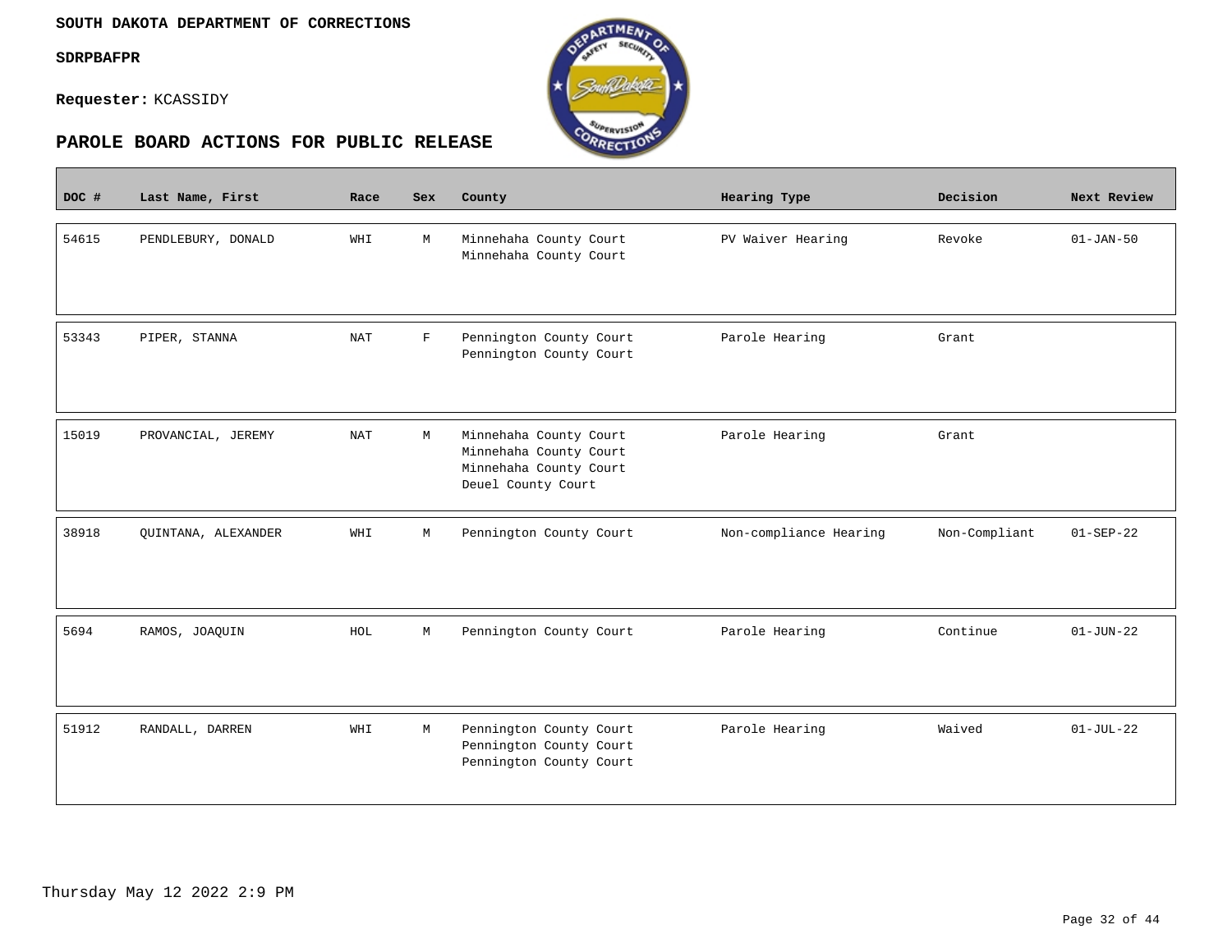**SOUTH DAKOTA DEPARTMENT OF CORRECTIONS**

**SDRPBAFPR**

**Requester:** KCASSIDY

## PAROLE BOARD ACTIONS FOR PUBLIC RELEASE

| DOC # | Last Name, First | Race | Sex | County | Hearing Type | Decision | Next Review |
|---|---|---|---|---|---|---|---|
| 54615 | PENDLEBURY, DONALD | WHI | M | Minnehaha County Court<br>Minnehaha County Court | PV Waiver Hearing | Revoke | 01-JAN-50 |
| 53343 | PIPER, STANNA | NAT | F | Pennington County Court<br>Pennington County Court | Parole Hearing | Grant | |
| 15019 | PROVANCIAL, JEREMY | NAT | M | Minnehaha County Court<br>Minnehaha County Court<br>Minnehaha County Court<br>Deuel County Court | Parole Hearing | Grant | |
| 38918 | QUINTANA, ALEXANDER | WHI | M | Pennington County Court | Non-compliance Hearing | Non-Compliant | 01-SEP-22 |
| 5694 | RAMOS, JOAQUIN | HOL | M | Pennington County Court | Parole Hearing | Continue | 01-JUN-22 |
| 51912 | RANDALL, DARREN | WHI | M | Pennington County Court<br>Pennington County Court<br>Pennington County Court | Parole Hearing | Waived | 01-JUL-22 |

Thursday May 12 2022 2:9 PM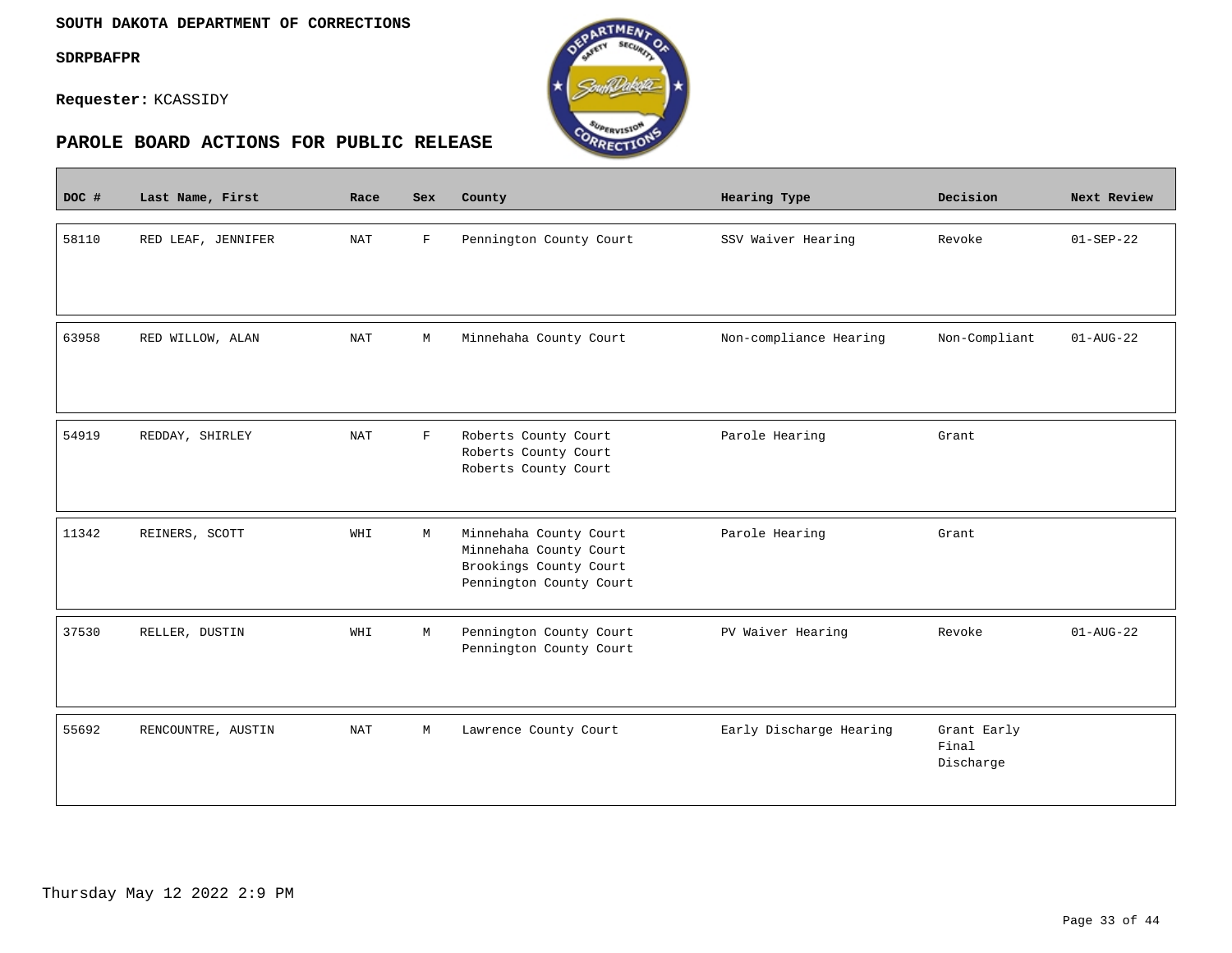SOUTH DAKOTA DEPARTMENT OF CORRECTIONS

SDRPBAFPR

**Requester:** KCASSIDY

## PAROLE BOARD ACTIONS FOR PUBLIC RELEASE

| DOC # | Last Name, First | Race | Sex | County | Hearing Type | Decision | Next Review |
|---|---|---|---|---|---|---|---|
| 58110 | RED LEAF, JENNIFER | NAT | F | Pennington County Court | SSV Waiver Hearing | Revoke | 01-SEP-22 |
| 63958 | RED WILLOW, ALAN | NAT | M | Minnehaha County Court | Non-compliance Hearing | Non-Compliant | 01-AUG-22 |
| 54919 | REDDAY, SHIRLEY | NAT | F | Roberts County Court<br>Roberts County Court<br>Roberts County Court | Parole Hearing | Grant | |
| 11342 | REINERS, SCOTT | WHI | M | Minnehaha County Court<br>Minnehaha County Court<br>Brookings County Court<br>Pennington County Court | Parole Hearing | Grant | |
| 37530 | RELLER, DUSTIN | WHI | M | Pennington County Court<br>Pennington County Court | PV Waiver Hearing | Revoke | 01-AUG-22 |
| 55692 | RENCOUNTRE, AUSTIN | NAT | M | Lawrence County Court | Early Discharge Hearing | Grant Early Final Discharge | |

Thursday May 12 2022 2:9 PM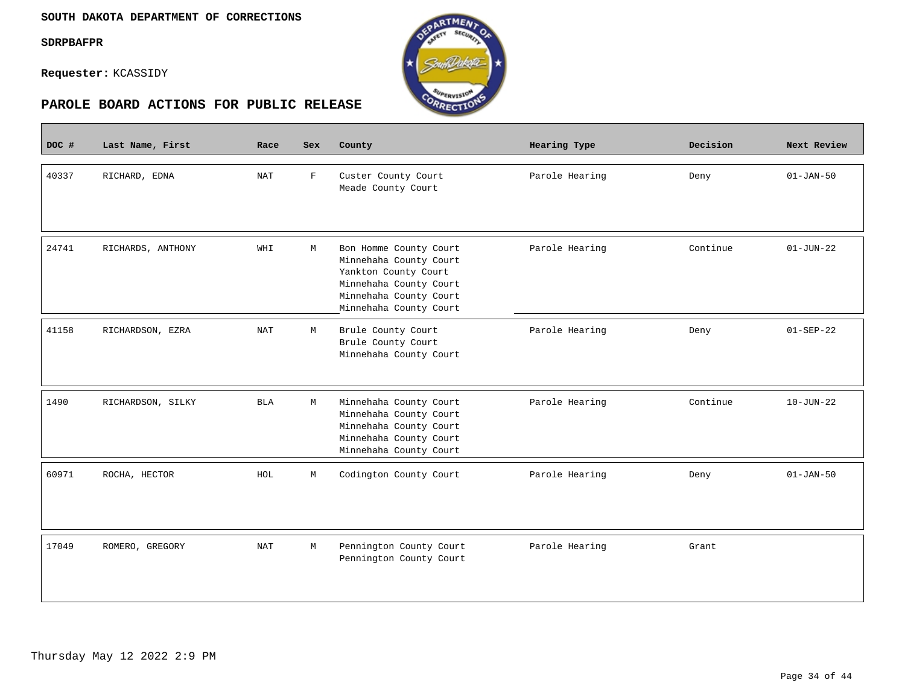**SOUTH DAKOTA DEPARTMENT OF CORRECTIONS**

**SDRPBAFPR**

**Requester:** KCASSIDY

## PAROLE BOARD ACTIONS FOR PUBLIC RELEASE

| DOC # | Last Name, First | Race | Sex | County | Hearing Type | Decision | Next Review |
|---|---|---|---|---|---|---|---|
| 40337 | RICHARD, EDNA | NAT | F | Custer County Court<br>Meade County Court | Parole Hearing | Deny | 01-JAN-50 |
| 24741 | RICHARDS, ANTHONY | WHI | M | Bon Homme County Court<br>Minnehaha County Court<br>Yankton County Court<br>Minnehaha County Court<br>Minnehaha County Court<br>Minnehaha County Court | Parole Hearing | Continue | 01-JUN-22 |
| 41158 | RICHARDSON, EZRA | NAT | M | Brule County Court<br>Brule County Court<br>Minnehaha County Court | Parole Hearing | Deny | 01-SEP-22 |
| 1490 | RICHARDSON, SILKY | BLA | M | Minnehaha County Court<br>Minnehaha County Court<br>Minnehaha County Court<br>Minnehaha County Court<br>Minnehaha County Court | Parole Hearing | Continue | 10-JUN-22 |
| 60971 | ROCHA, HECTOR | HOL | M | Codington County Court | Parole Hearing | Deny | 01-JAN-50 |
| 17049 | ROMERO, GREGORY | NAT | M | Pennington County Court<br>Pennington County Court | Parole Hearing | Grant | |

Thursday May 12 2022 2:9 PM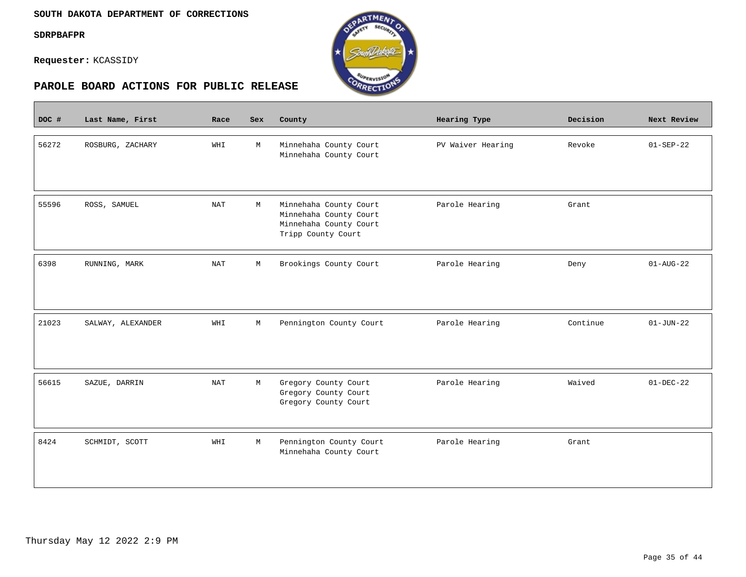**SOUTH DAKOTA DEPARTMENT OF CORRECTIONS**

**SDRPBAFPR**

**Requester:** KCASSIDY

## PAROLE BOARD ACTIONS FOR PUBLIC RELEASE

| DOC # | Last Name, First | Race | Sex | County | Hearing Type | Decision | Next Review |
|---|---|---|---|---|---|---|---|
| 56272 | ROSBURG, ZACHARY | WHI | M | Minnehaha County Court<br>Minnehaha County Court | PV Waiver Hearing | Revoke | 01-SEP-22 |
| 55596 | ROSS, SAMUEL | NAT | M | Minnehaha County Court<br>Minnehaha County Court<br>Minnehaha County Court<br>Tripp County Court | Parole Hearing | Grant | |
| 6398 | RUNNING, MARK | NAT | M | Brookings County Court | Parole Hearing | Deny | 01-AUG-22 |
| 21023 | SALWAY, ALEXANDER | WHI | M | Pennington County Court | Parole Hearing | Continue | 01-JUN-22 |
| 56615 | SAZUE, DARRIN | NAT | M | Gregory County Court<br>Gregory County Court<br>Gregory County Court | Parole Hearing | Waived | 01-DEC-22 |
| 8424 | SCHMIDT, SCOTT | WHI | M | Pennington County Court<br>Minnehaha County Court | Parole Hearing | Grant | |

Thursday May 12 2022 2:9 PM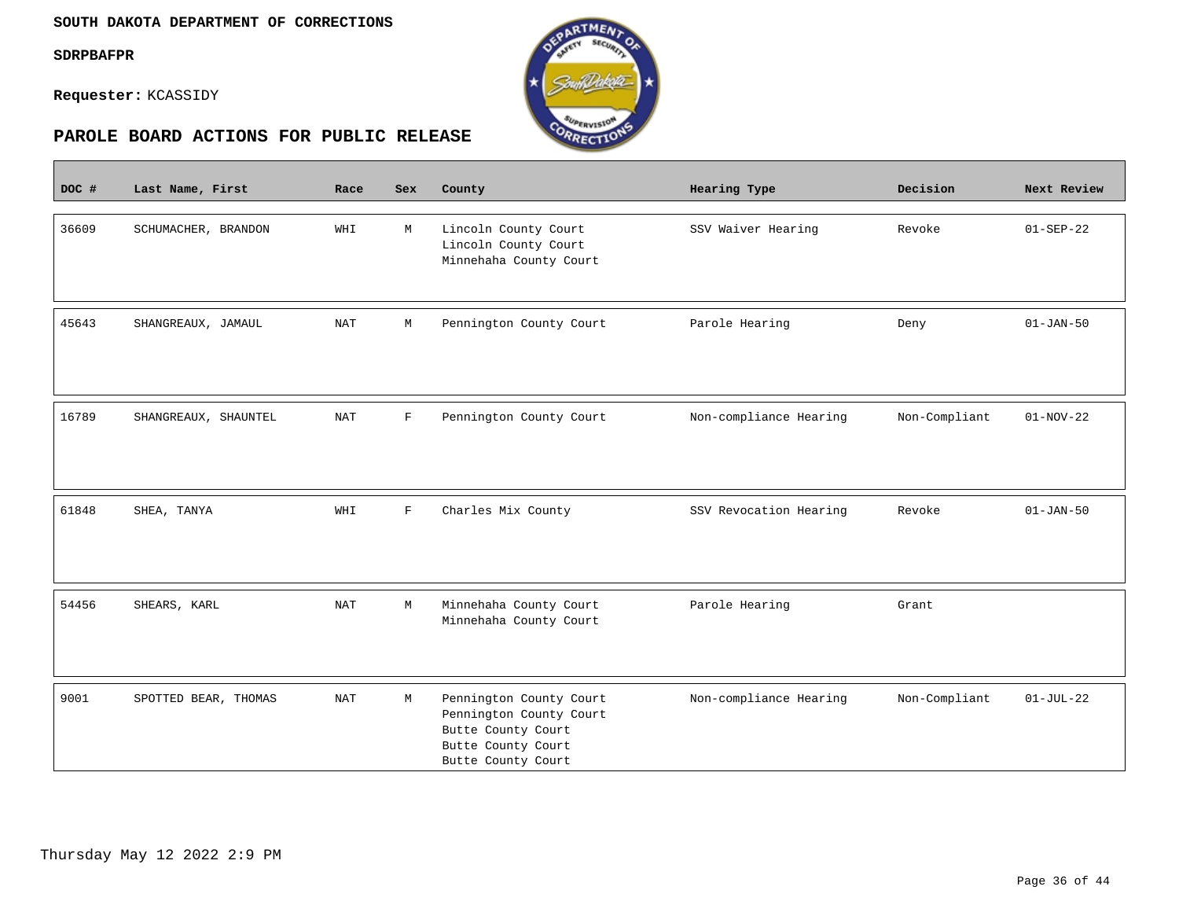**SOUTH DAKOTA DEPARTMENT OF CORRECTIONS**

**SDRPBAFPR**

**Requester:** KCASSIDY

## PAROLE BOARD ACTIONS FOR PUBLIC RELEASE

| DOC # | Last Name, First | Race | Sex | County | Hearing Type | Decision | Next Review |
|---|---|---|---|---|---|---|---|
| 36609 | SCHUMACHER, BRANDON | WHI | M | Lincoln County Court<br>Lincoln County Court<br>Minnehaha County Court | SSV Waiver Hearing | Revoke | 01-SEP-22 |
| 45643 | SHANGREAUX, JAMAUL | NAT | M | Pennington County Court | Parole Hearing | Deny | 01-JAN-50 |
| 16789 | SHANGREAUX, SHAUNTEL | NAT | F | Pennington County Court | Non-compliance Hearing | Non-Compliant | 01-NOV-22 |
| 61848 | SHEA, TANYA | WHI | F | Charles Mix County | SSV Revocation Hearing | Revoke | 01-JAN-50 |
| 54456 | SHEARS, KARL | NAT | M | Minnehaha County Court<br>Minnehaha County Court | Parole Hearing | Grant | |
| 9001 | SPOTTED BEAR, THOMAS | NAT | M | Pennington County Court<br>Pennington County Court<br>Butte County Court<br>Butte County Court<br>Butte County Court | Non-compliance Hearing | Non-Compliant | 01-JUL-22 |

Thursday May 12 2022 2:9 PM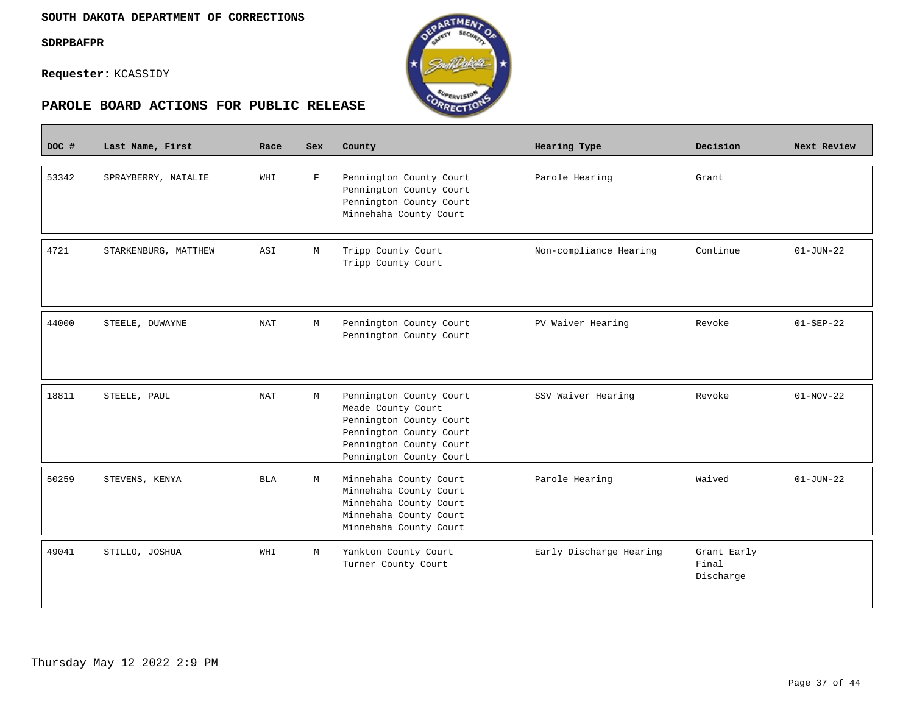**SOUTH DAKOTA DEPARTMENT OF CORRECTIONS**

**SDRPBAFPR**

**Requester:** KCASSIDY

## PAROLE BOARD ACTIONS FOR PUBLIC RELEASE

| DOC # | Last Name, First | Race | Sex | County | Hearing Type | Decision | Next Review |
|---|---|---|---|---|---|---|---|
| 53342 | SPRAYBERRY, NATALIE | WHI | F | Pennington County Court<br>Pennington County Court<br>Pennington County Court<br>Minnehaha County Court | Parole Hearing | Grant | |
| 4721 | STARKENBURG, MATTHEW | ASI | M | Tripp County Court<br>Tripp County Court | Non-compliance Hearing | Continue | 01-JUN-22 |
| 44000 | STEELE, DUWAYNE | NAT | M | Pennington County Court<br>Pennington County Court | PV Waiver Hearing | Revoke | 01-SEP-22 |
| 18811 | STEELE, PAUL | NAT | M | Pennington County Court<br>Meade County Court<br>Pennington County Court<br>Pennington County Court<br>Pennington County Court<br>Pennington County Court | SSV Waiver Hearing | Revoke | 01-NOV-22 |
| 50259 | STEVENS, KENYA | BLA | M | Minnehaha County Court<br>Minnehaha County Court<br>Minnehaha County Court<br>Minnehaha County Court<br>Minnehaha County Court | Parole Hearing | Waived | 01-JUN-22 |
| 49041 | STILLO, JOSHUA | WHI | M | Yankton County Court<br>Turner County Court | Early Discharge Hearing | Grant Early Final Discharge | |

Thursday May 12 2022 2:9 PM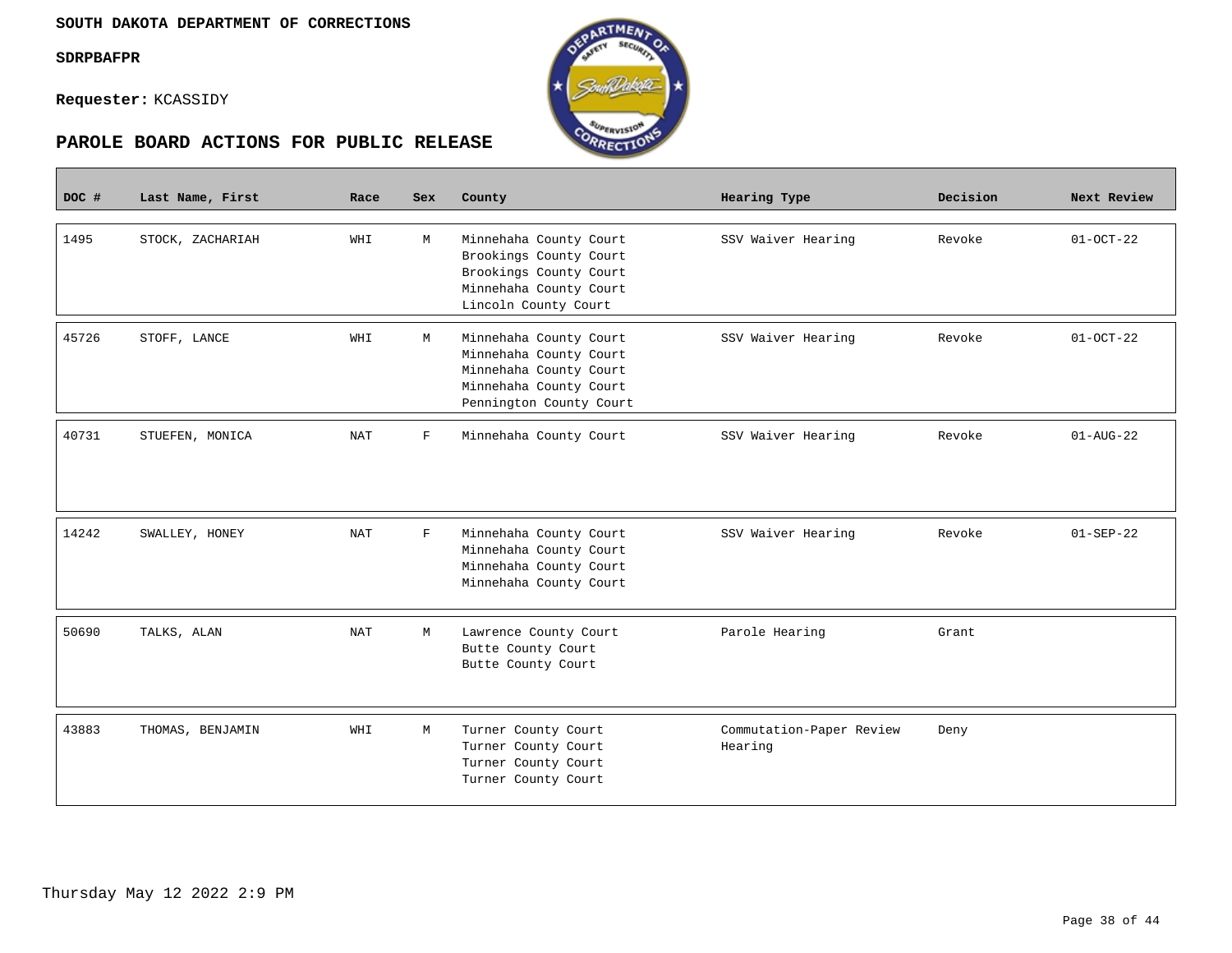**SOUTH DAKOTA DEPARTMENT OF CORRECTIONS**

**SDRPBAFPR**

**Requester:** KCASSIDY

## PAROLE BOARD ACTIONS FOR PUBLIC RELEASE

| DOC # | Last Name, First | Race | Sex | County | Hearing Type | Decision | Next Review |
|---|---|---|---|---|---|---|---|
| 1495 | STOCK, ZACHARIAH | WHI | M | Minnehaha County Court<br>Brookings County Court<br>Brookings County Court<br>Minnehaha County Court<br>Lincoln County Court | SSV Waiver Hearing | Revoke | 01-OCT-22 |
| 45726 | STOFF, LANCE | WHI | M | Minnehaha County Court<br>Minnehaha County Court<br>Minnehaha County Court<br>Minnehaha County Court<br>Pennington County Court | SSV Waiver Hearing | Revoke | 01-OCT-22 |
| 40731 | STUEFEN, MONICA | NAT | F | Minnehaha County Court | SSV Waiver Hearing | Revoke | 01-AUG-22 |
| 14242 | SWALLEY, HONEY | NAT | F | Minnehaha County Court<br>Minnehaha County Court<br>Minnehaha County Court<br>Minnehaha County Court | SSV Waiver Hearing | Revoke | 01-SEP-22 |
| 50690 | TALKS, ALAN | NAT | M | Lawrence County Court<br>Butte County Court<br>Butte County Court | Parole Hearing | Grant | |
| 43883 | THOMAS, BENJAMIN | WHI | M | Turner County Court<br>Turner County Court<br>Turner County Court<br>Turner County Court | Commutation-Paper Review Hearing | Deny | |

Thursday May 12 2022 2:9 PM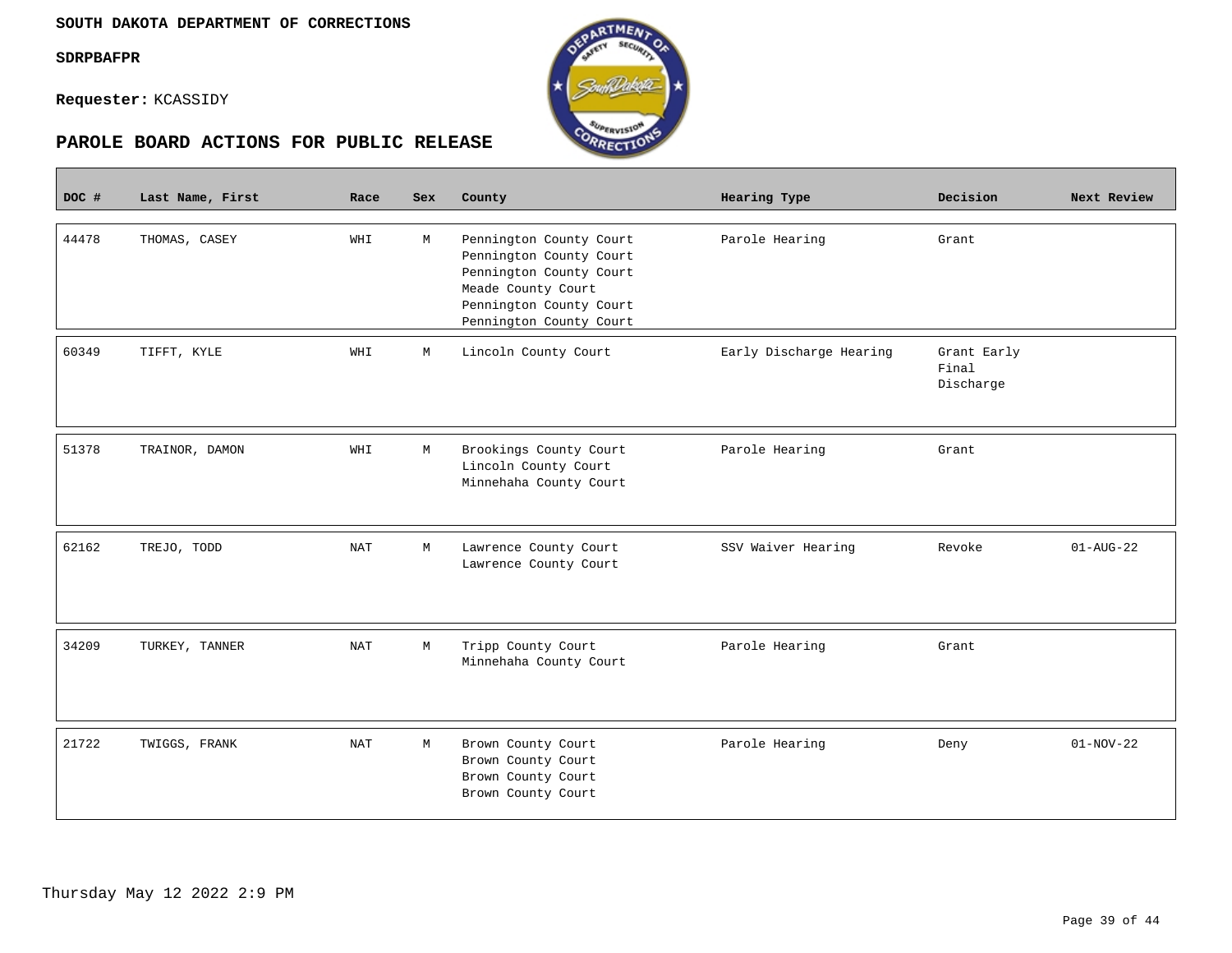**SOUTH DAKOTA DEPARTMENT OF CORRECTIONS**

**SDRPBAFPR**

**Requester:** KCASSIDY

## PAROLE BOARD ACTIONS FOR PUBLIC RELEASE

| DOC # | Last Name, First | Race | Sex | County | Hearing Type | Decision | Next Review |
|---|---|---|---|---|---|---|---|
| 44478 | THOMAS, CASEY | WHI | M | Pennington County Court<br>Pennington County Court<br>Pennington County Court<br>Meade County Court<br>Pennington County Court<br>Pennington County Court | Parole Hearing | Grant | |
| 60349 | TIFFT, KYLE | WHI | M | Lincoln County Court | Early Discharge Hearing | Grant Early Final Discharge | |
| 51378 | TRAINOR, DAMON | WHI | M | Brookings County Court<br>Lincoln County Court<br>Minnehaha County Court | Parole Hearing | Grant | |
| 62162 | TREJO, TODD | NAT | M | Lawrence County Court<br>Lawrence County Court | SSV Waiver Hearing | Revoke | 01-AUG-22 |
| 34209 | TURKEY, TANNER | NAT | M | Tripp County Court<br>Minnehaha County Court | Parole Hearing | Grant | |
| 21722 | TWIGGS, FRANK | NAT | M | Brown County Court<br>Brown County Court<br>Brown County Court<br>Brown County Court | Parole Hearing | Deny | 01-NOV-22 |

Thursday May 12 2022 2:9 PM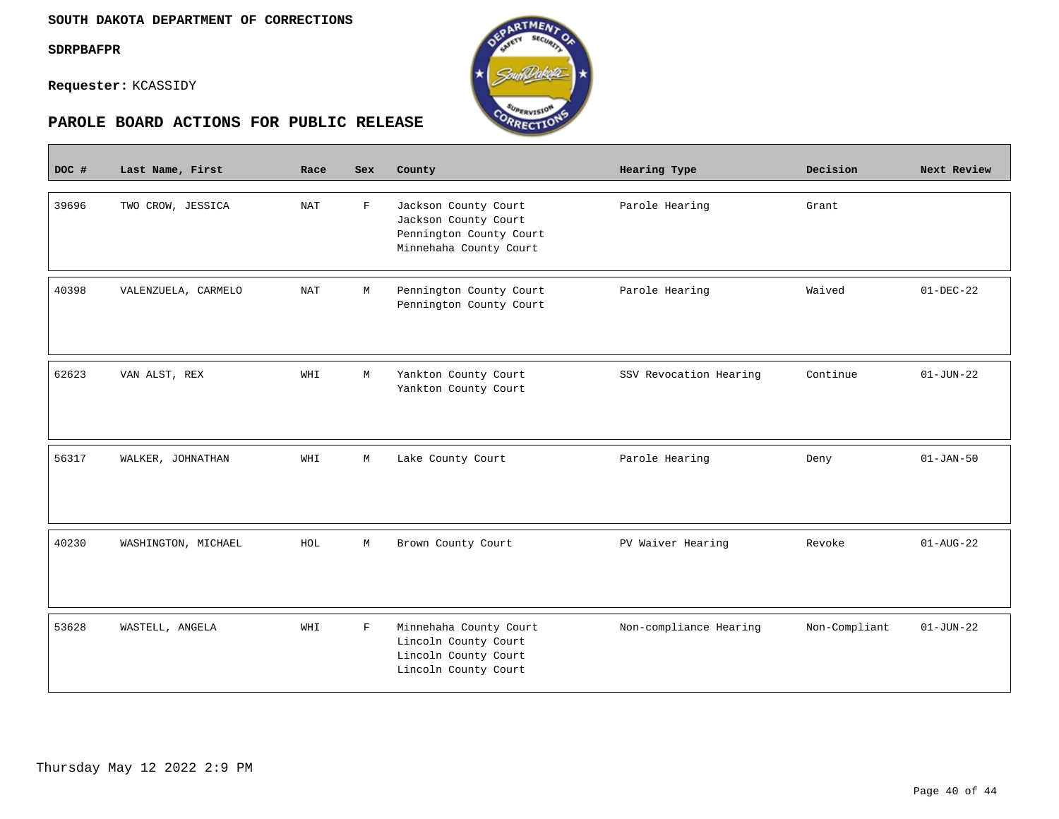**SOUTH DAKOTA DEPARTMENT OF CORRECTIONS**

**SDRPBAFPR**

**Requester:** KCASSIDY

## PAROLE BOARD ACTIONS FOR PUBLIC RELEASE

| DOC # | Last Name, First | Race | Sex | County | Hearing Type | Decision | Next Review |
|---|---|---|---|---|---|---|---|
| 39696 | TWO CROW, JESSICA | NAT | F | Jackson County Court<br>Jackson County Court<br>Pennington County Court<br>Minnehaha County Court | Parole Hearing | Grant | |
| 40398 | VALENZUELA, CARMELO | NAT | M | Pennington County Court<br>Pennington County Court | Parole Hearing | Waived | 01-DEC-22 |
| 62623 | VAN ALST, REX | WHI | M | Yankton County Court<br>Yankton County Court | SSV Revocation Hearing | Continue | 01-JUN-22 |
| 56317 | WALKER, JOHNATHAN | WHI | M | Lake County Court | Parole Hearing | Deny | 01-JAN-50 |
| 40230 | WASHINGTON, MICHAEL | HOL | M | Brown County Court | PV Waiver Hearing | Revoke | 01-AUG-22 |
| 53628 | WASTELL, ANGELA | WHI | F | Minnehaha County Court<br>Lincoln County Court<br>Lincoln County Court<br>Lincoln County Court | Non-compliance Hearing | Non-Compliant | 01-JUN-22 |

Thursday May 12 2022 2:9 PM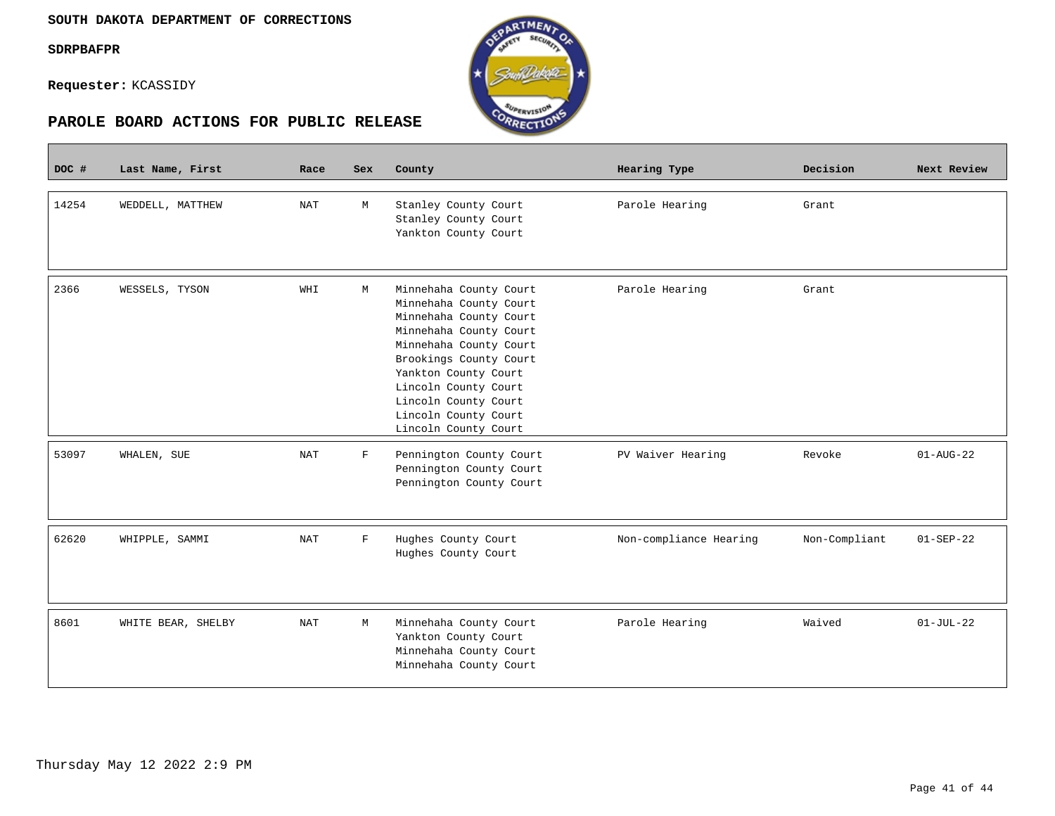**SOUTH DAKOTA DEPARTMENT OF CORRECTIONS**

**SDRPBAFPR**

**Requester:** KCASSIDY

## PAROLE BOARD ACTIONS FOR PUBLIC RELEASE

| DOC # | Last Name, First | Race | Sex | County | Hearing Type | Decision | Next Review |
|---|---|---|---|---|---|---|---|
| 14254 | WEDDELL, MATTHEW | NAT | M | Stanley County Court<br>Stanley County Court<br>Yankton County Court | Parole Hearing | Grant | |
| 2366 | WESSELS, TYSON | WHI | M | Minnehaha County Court<br>Minnehaha County Court<br>Minnehaha County Court<br>Minnehaha County Court<br>Minnehaha County Court<br>Brookings County Court<br>Yankton County Court<br>Lincoln County Court<br>Lincoln County Court<br>Lincoln County Court<br>Lincoln County Court | Parole Hearing | Grant | |
| 53097 | WHALEN, SUE | NAT | F | Pennington County Court<br>Pennington County Court<br>Pennington County Court | PV Waiver Hearing | Revoke | 01-AUG-22 |
| 62620 | WHIPPLE, SAMMI | NAT | F | Hughes County Court<br>Hughes County Court | Non-compliance Hearing | Non-Compliant | 01-SEP-22 |
| 8601 | WHITE BEAR, SHELBY | NAT | M | Minnehaha County Court<br>Yankton County Court<br>Minnehaha County Court<br>Minnehaha County Court | Parole Hearing | Waived | 01-JUL-22 |

Thursday May 12 2022 2:9 PM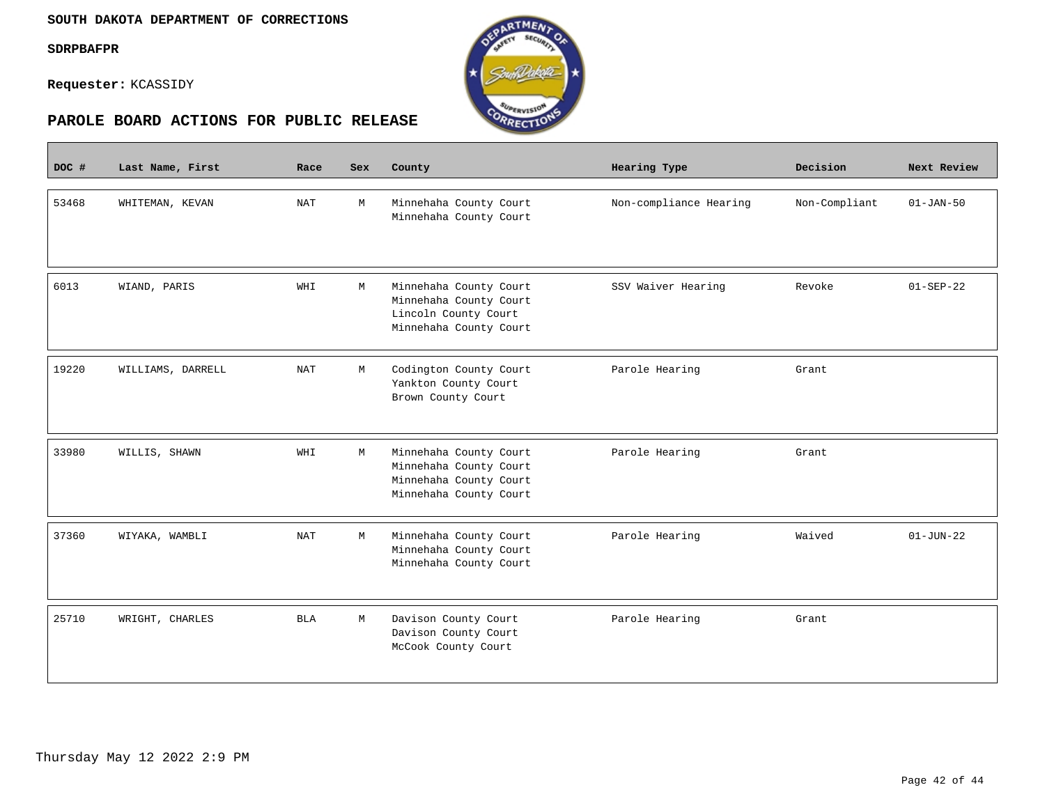SOUTH DAKOTA DEPARTMENT OF CORRECTIONS

SDRPBAFPR

**Requester:** KCASSIDY

## PAROLE BOARD ACTIONS FOR PUBLIC RELEASE

| DOC # | Last Name, First | Race | Sex | County | Hearing Type | Decision | Next Review |
|---|---|---|---|---|---|---|---|
| 53468 | WHITEMAN, KEVAN | NAT | M | Minnehaha County Court<br>Minnehaha County Court | Non-compliance Hearing | Non-Compliant | 01-JAN-50 |
| 6013 | WIAND, PARIS | WHI | M | Minnehaha County Court<br>Minnehaha County Court<br>Lincoln County Court<br>Minnehaha County Court | SSV Waiver Hearing | Revoke | 01-SEP-22 |
| 19220 | WILLIAMS, DARRELL | NAT | M | Codington County Court<br>Yankton County Court<br>Brown County Court | Parole Hearing | Grant | |
| 33980 | WILLIS, SHAWN | WHI | M | Minnehaha County Court<br>Minnehaha County Court<br>Minnehaha County Court<br>Minnehaha County Court | Parole Hearing | Grant | |
| 37360 | WIYAKA, WAMBLI | NAT | M | Minnehaha County Court<br>Minnehaha County Court<br>Minnehaha County Court | Parole Hearing | Waived | 01-JUN-22 |
| 25710 | WRIGHT, CHARLES | BLA | M | Davison County Court<br>Davison County Court<br>McCook County Court | Parole Hearing | Grant | |

Thursday May 12 2022 2:9 PM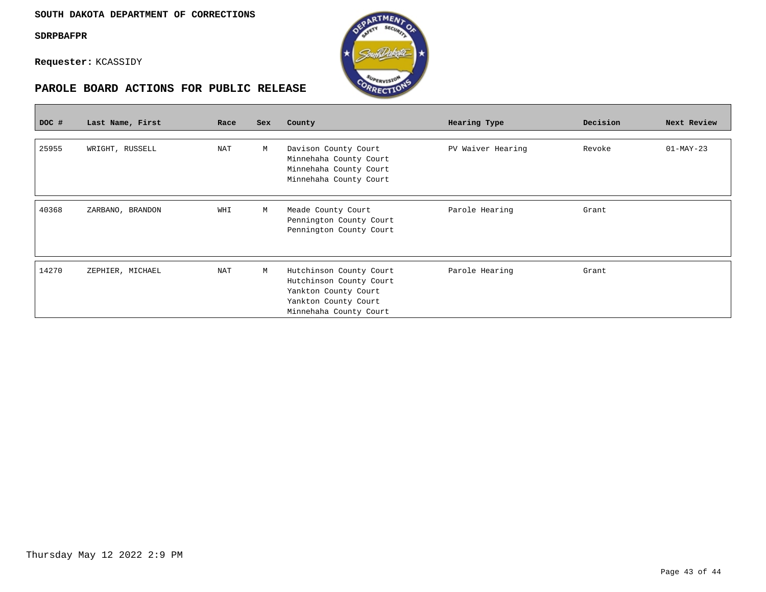**SOUTH DAKOTA DEPARTMENT OF CORRECTIONS**

**SDRPBAFPR**

**Requester:** KCASSIDY

## PAROLE BOARD ACTIONS FOR PUBLIC RELEASE

| DOC # | Last Name, First | Race | Sex | County | Hearing Type | Decision | Next Review |
|---|---|---|---|---|---|---|---|
| 25955 | WRIGHT, RUSSELL | NAT | M | Davison County Court<br>Minnehaha County Court<br>Minnehaha County Court<br>Minnehaha County Court | PV Waiver Hearing | Revoke | 01-MAY-23 |
| 40368 | ZARBANO, BRANDON | WHI | M | Meade County Court<br>Pennington County Court<br>Pennington County Court | Parole Hearing | Grant | |
| 14270 | ZEPHIER, MICHAEL | NAT | M | Hutchinson County Court<br>Hutchinson County Court<br>Yankton County Court<br>Yankton County Court<br>Minnehaha County Court | Parole Hearing | Grant | |

Thursday May 12 2022 2:9 PM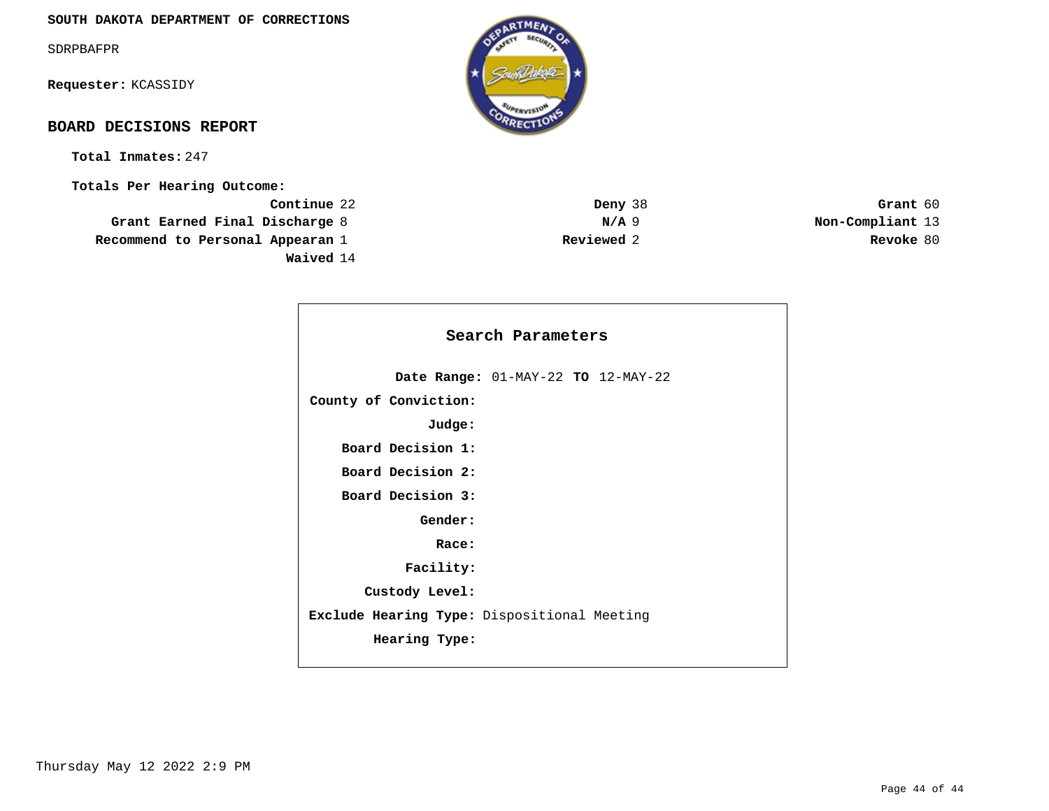**SOUTH DAKOTA DEPARTMENT OF CORRECTIONS**

SDRPBAFPR

**Requester:** KCASSIDY

## BOARD DECISIONS REPORT

**Total Inmates:** 247

**Totals Per Hearing Outcome:**

| | | | | | |
|---|---|---|---|---|---|
| **Continue** | 22 | **Deny** | 38 | **Grant** | 60 |
| **Grant Earned Final Discharge** | 8 | **N/A** | 9 | **Non-Compliant** | 13 |
| **Recommend to Personal Appearan** | 1 | **Reviewed** | 2 | **Revoke** | 80 |
| **Waived** | 14 | | | | |

### Search Parameters

**Date Range:** 01-MAY-22 **TO** 12-MAY-22

**County of Conviction:**

**Judge:**

**Board Decision 1:**

**Board Decision 2:**

**Board Decision 3:**

**Gender:**

**Race:**

**Facility:**

**Custody Level:**

**Exclude Hearing Type:** Dispositional Meeting

**Hearing Type:**

Thursday May 12 2022 2:9 PM